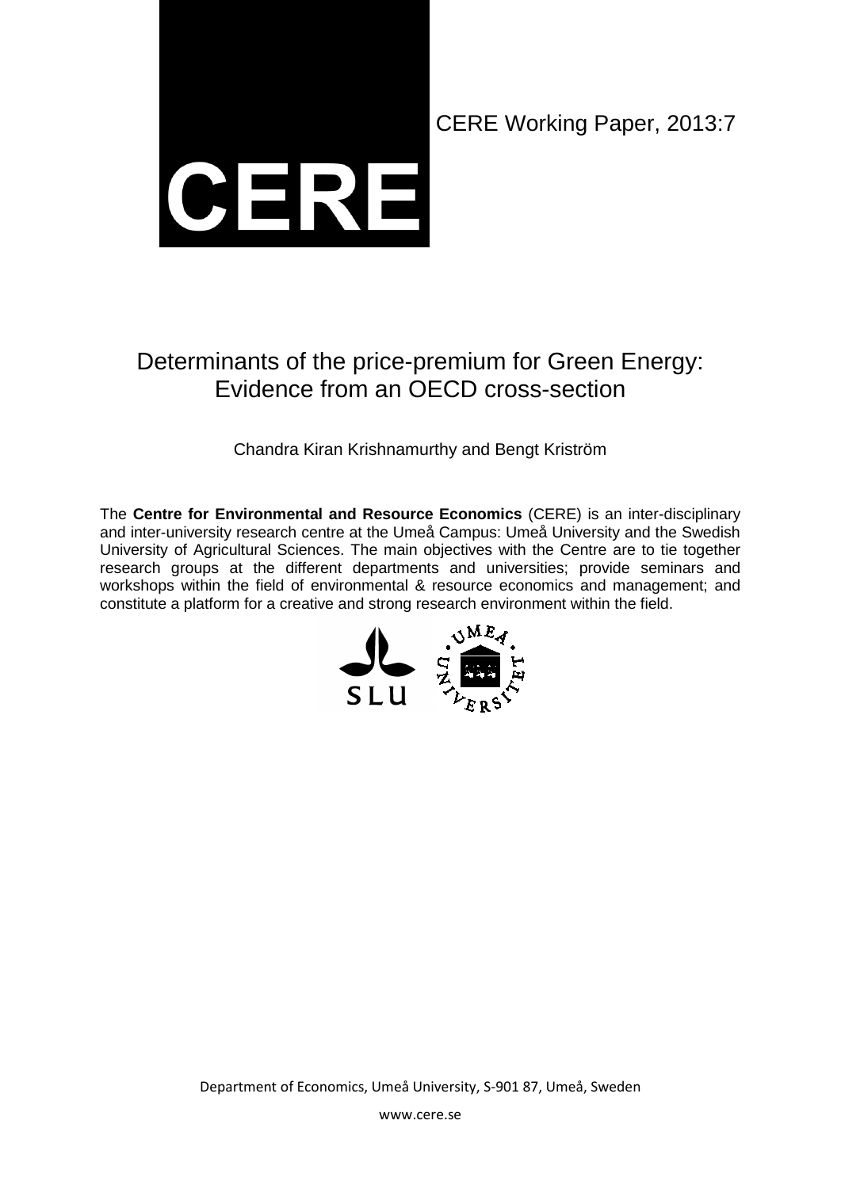CERE

CERE Working Paper, 2013:7

# Determinants of the price-premium for Green Energy: Evidence from an OECD cross-section

Chandra Kiran Krishnamurthy and Bengt Kriström

The **Centre for Environmental and Resource Economics** (CERE) is an inter-disciplinary and inter-university research centre at the Umeå Campus: Umeå University and the Swedish University of Agricultural Sciences. The main objectives with the Centre are to tie together research groups at the different departments and universities; provide seminars and workshops within the field of environmental & resource economics and management; and constitute a platform for a creative and strong research environment within the field.

SLU

UMEÅ UNIVERSITET

Department of Economics, Umeå University, S-901 87, Umeå, Sweden

www.cere.se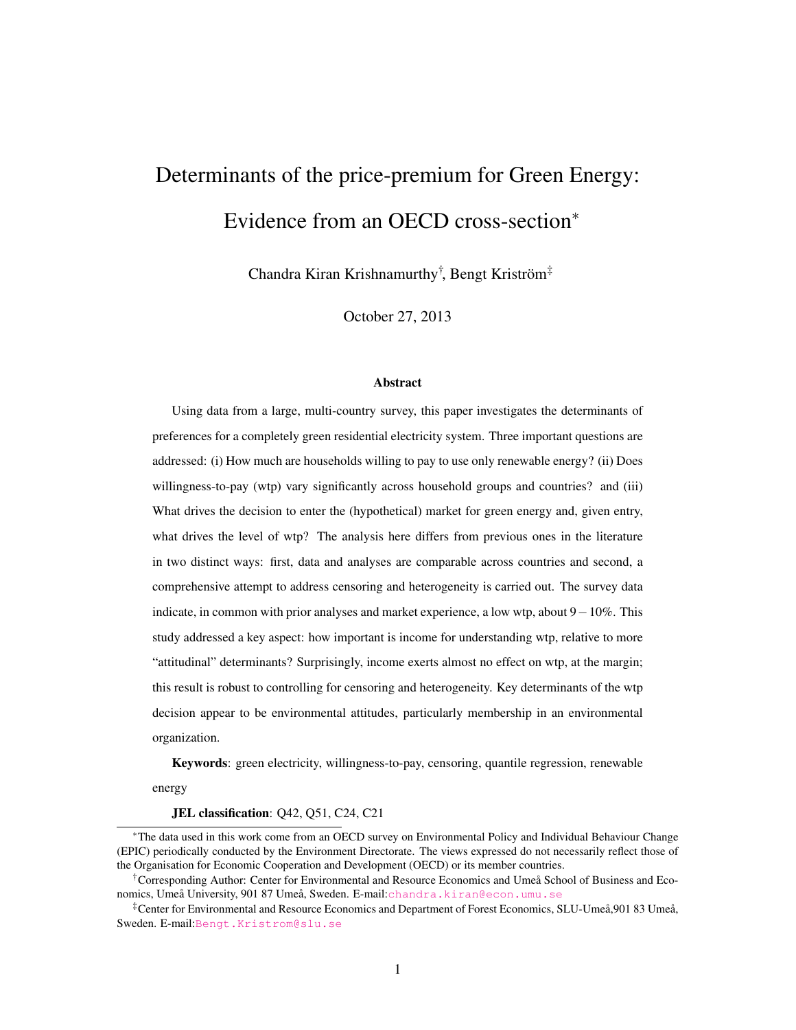# Determinants of the price-premium for Green Energy: Evidence from an OECD cross-section*

Chandra Kiran Krishnamurthy[†], Bengt Kriström[‡]

October 27, 2013

### Abstract

Using data from a large, multi-country survey, this paper investigates the determinants of preferences for a completely green residential electricity system. Three important questions are addressed: (i) How much are households willing to pay to use only renewable energy? (ii) Does willingness-to-pay (wtp) vary significantly across household groups and countries? and (iii) What drives the decision to enter the (hypothetical) market for green energy and, given entry, what drives the level of wtp? The analysis here differs from previous ones in the literature in two distinct ways: first, data and analyses are comparable across countries and second, a comprehensive attempt to address censoring and heterogeneity is carried out. The survey data indicate, in common with prior analyses and market experience, a low wtp, about $9 - 10\%$. This study addressed a key aspect: how important is income for understanding wtp, relative to more "attitudinal" determinants? Surprisingly, income exerts almost no effect on wtp, at the margin; this result is robust to controlling for censoring and heterogeneity. Key determinants of the wtp decision appear to be environmental attitudes, particularly membership in an environmental organization.

**Keywords**: green electricity, willingness-to-pay, censoring, quantile regression, renewable energy

**JEL classification**: Q42, Q51, C24, C21

---

*The data used in this work come from an OECD survey on Environmental Policy and Individual Behaviour Change (EPIC) periodically conducted by the Environment Directorate. The views expressed do not necessarily reflect those of the Organisation for Economic Cooperation and Development (OECD) or its member countries.

[†]Corresponding Author: Center for Environmental and Resource Economics and Umeå School of Business and Economics, Umeå University, 901 87 Umeå, Sweden. E-mail:chandra.kiran@econ.umu.se

[‡]Center for Environmental and Resource Economics and Department of Forest Economics, SLU-Umeå,901 83 Umeå, Sweden. E-mail:Bengt.Kristrom@slu.se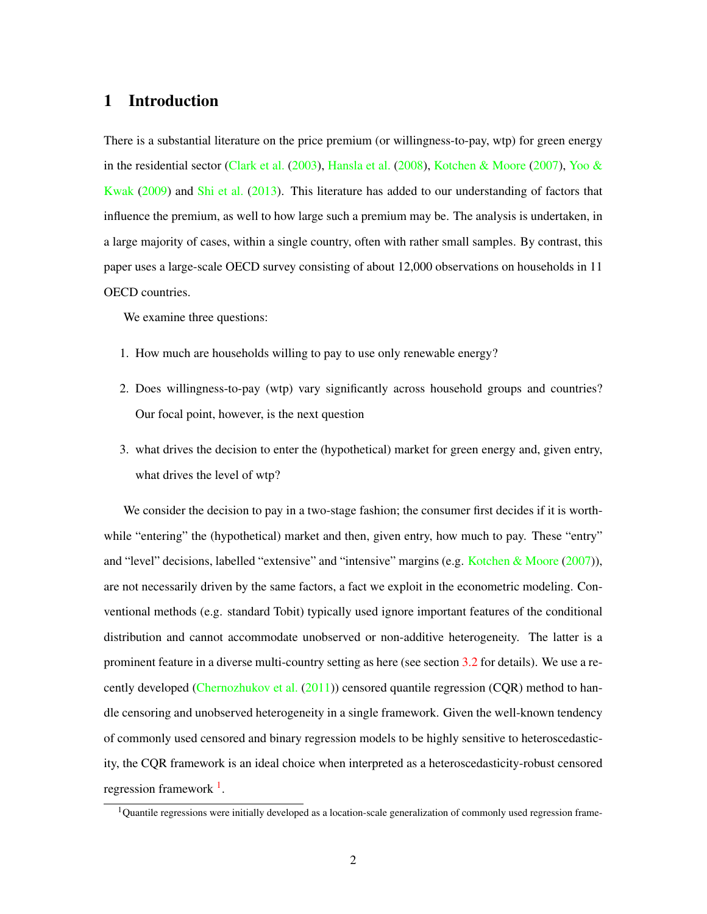## 1 Introduction

There is a substantial literature on the price premium (or willingness-to-pay, wtp) for green energy in the residential sector (Clark et al. (2003), Hansla et al. (2008), Kotchen & Moore (2007), Yoo & Kwak (2009) and Shi et al. (2013). This literature has added to our understanding of factors that influence the premium, as well to how large such a premium may be. The analysis is undertaken, in a large majority of cases, within a single country, often with rather small samples. By contrast, this paper uses a large-scale OECD survey consisting of about 12,000 observations on households in 11 OECD countries.

We examine three questions:

1. How much are households willing to pay to use only renewable energy?
2. Does willingness-to-pay (wtp) vary significantly across household groups and countries? Our focal point, however, is the next question
3. what drives the decision to enter the (hypothetical) market for green energy and, given entry, what drives the level of wtp?

We consider the decision to pay in a two-stage fashion; the consumer first decides if it is worthwhile "entering" the (hypothetical) market and then, given entry, how much to pay. These "entry" and "level" decisions, labelled "extensive" and "intensive" margins (e.g. Kotchen & Moore (2007)), are not necessarily driven by the same factors, a fact we exploit in the econometric modeling. Conventional methods (e.g. standard Tobit) typically used ignore important features of the conditional distribution and cannot accommodate unobserved or non-additive heterogeneity. The latter is a prominent feature in a diverse multi-country setting as here (see section 3.2 for details). We use a recently developed (Chernozhukov et al. (2011)) censored quantile regression (CQR) method to handle censoring and unobserved heterogeneity in a single framework. Given the well-known tendency of commonly used censored and binary regression models to be highly sensitive to heteroscedasticity, the CQR framework is an ideal choice when interpreted as a heteroscedasticity-robust censored regression framework [1].

[1] Quantile regressions were initially developed as a location-scale generalization of commonly used regression frame-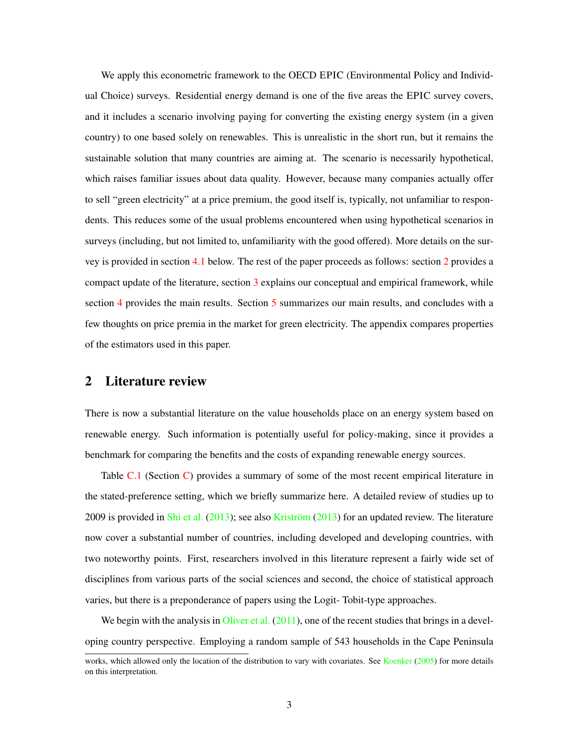We apply this econometric framework to the OECD EPIC (Environmental Policy and Individual Choice) surveys. Residential energy demand is one of the five areas the EPIC survey covers, and it includes a scenario involving paying for converting the existing energy system (in a given country) to one based solely on renewables. This is unrealistic in the short run, but it remains the sustainable solution that many countries are aiming at. The scenario is necessarily hypothetical, which raises familiar issues about data quality. However, because many companies actually offer to sell "green electricity" at a price premium, the good itself is, typically, not unfamiliar to respondents. This reduces some of the usual problems encountered when using hypothetical scenarios in surveys (including, but not limited to, unfamiliarity with the good offered). More details on the survey is provided in section 4.1 below. The rest of the paper proceeds as follows: section 2 provides a compact update of the literature, section 3 explains our conceptual and empirical framework, while section 4 provides the main results. Section 5 summarizes our main results, and concludes with a few thoughts on price premia in the market for green electricity. The appendix compares properties of the estimators used in this paper.

## 2 Literature review

There is now a substantial literature on the value households place on an energy system based on renewable energy. Such information is potentially useful for policy-making, since it provides a benchmark for comparing the benefits and the costs of expanding renewable energy sources.

Table C.1 (Section C) provides a summary of some of the most recent empirical literature in the stated-preference setting, which we briefly summarize here. A detailed review of studies up to 2009 is provided in Shi et al. (2013); see also Kriström (2013) for an updated review. The literature now cover a substantial number of countries, including developed and developing countries, with two noteworthy points. First, researchers involved in this literature represent a fairly wide set of disciplines from various parts of the social sciences and second, the choice of statistical approach varies, but there is a preponderance of papers using the Logit- Tobit-type approaches.

We begin with the analysis in Oliver et al. (2011), one of the recent studies that brings in a developing country perspective. Employing a random sample of 543 households in the Cape Peninsula

works, which allowed only the location of the distribution to vary with covariates. See Koenker (2005) for more details on this interpretation.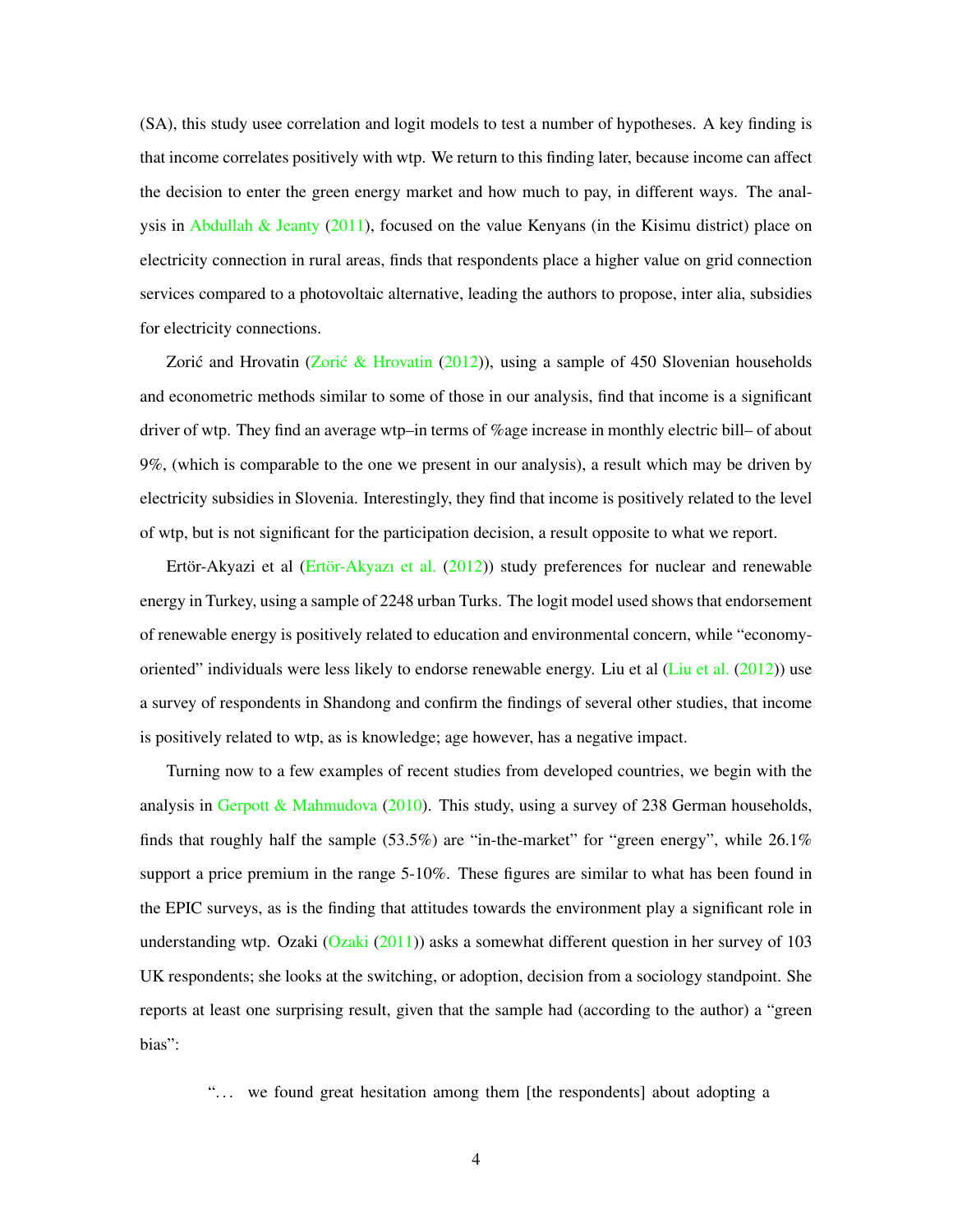(SA), this study usee correlation and logit models to test a number of hypotheses. A key finding is that income correlates positively with wtp. We return to this finding later, because income can affect the decision to enter the green energy market and how much to pay, in different ways. The analysis in Abdullah & Jeanty (2011), focused on the value Kenyans (in the Kisimu district) place on electricity connection in rural areas, finds that respondents place a higher value on grid connection services compared to a photovoltaic alternative, leading the authors to propose, inter alia, subsidies for electricity connections.

Zorić and Hrovatin (Zorić & Hrovatin (2012)), using a sample of 450 Slovenian households and econometric methods similar to some of those in our analysis, find that income is a significant driver of wtp. They find an average wtp–in terms of %age increase in monthly electric bill– of about 9%, (which is comparable to the one we present in our analysis), a result which may be driven by electricity subsidies in Slovenia. Interestingly, they find that income is positively related to the level of wtp, but is not significant for the participation decision, a result opposite to what we report.

Ertör-Akyazi et al (Ertör-Akyazı et al. (2012)) study preferences for nuclear and renewable energy in Turkey, using a sample of 2248 urban Turks. The logit model used shows that endorsement of renewable energy is positively related to education and environmental concern, while "economy-oriented" individuals were less likely to endorse renewable energy. Liu et al (Liu et al. (2012)) use a survey of respondents in Shandong and confirm the findings of several other studies, that income is positively related to wtp, as is knowledge; age however, has a negative impact.

Turning now to a few examples of recent studies from developed countries, we begin with the analysis in Gerpott & Mahmudova (2010). This study, using a survey of 238 German households, finds that roughly half the sample (53.5%) are "in-the-market" for "green energy", while 26.1% support a price premium in the range 5-10%. These figures are similar to what has been found in the EPIC surveys, as is the finding that attitudes towards the environment play a significant role in understanding wtp. Ozaki (Ozaki (2011)) asks a somewhat different question in her survey of 103 UK respondents; she looks at the switching, or adoption, decision from a sociology standpoint. She reports at least one surprising result, given that the sample had (according to the author) a "green bias":

> "… we found great hesitation among them [the respondents] about adopting a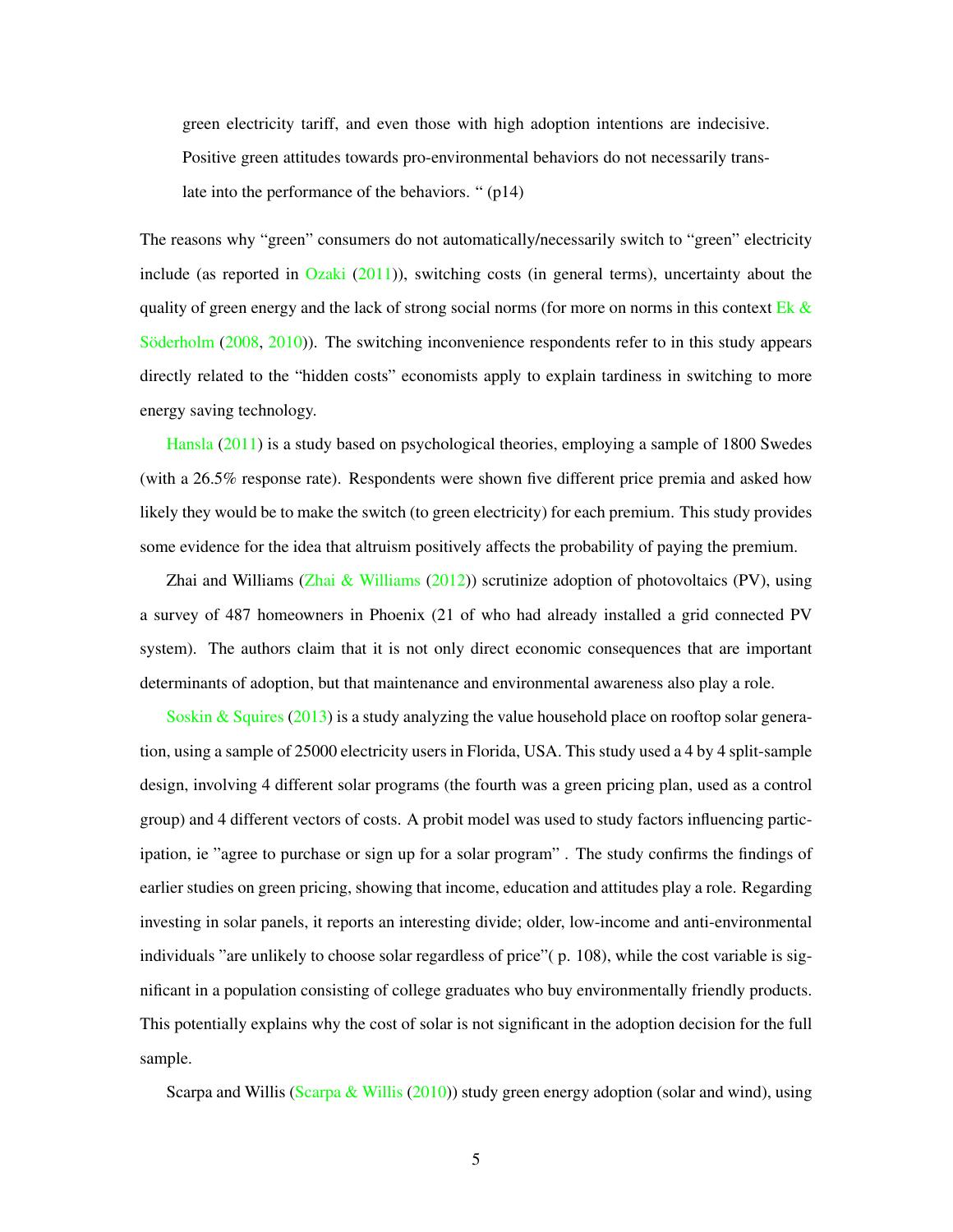> green electricity tariff, and even those with high adoption intentions are indecisive. Positive green attitudes towards pro-environmental behaviors do not necessarily translate into the performance of the behaviors. " (p14)

The reasons why "green" consumers do not automatically/necessarily switch to "green" electricity include (as reported in Ozaki (2011)), switching costs (in general terms), uncertainty about the quality of green energy and the lack of strong social norms (for more on norms in this context Ek & Söderholm (2008, 2010)). The switching inconvenience respondents refer to in this study appears directly related to the "hidden costs" economists apply to explain tardiness in switching to more energy saving technology.

Hansla (2011) is a study based on psychological theories, employing a sample of 1800 Swedes (with a 26.5% response rate). Respondents were shown five different price premia and asked how likely they would be to make the switch (to green electricity) for each premium. This study provides some evidence for the idea that altruism positively affects the probability of paying the premium.

Zhai and Williams (Zhai & Williams (2012)) scrutinize adoption of photovoltaics (PV), using a survey of 487 homeowners in Phoenix (21 of who had already installed a grid connected PV system). The authors claim that it is not only direct economic consequences that are important determinants of adoption, but that maintenance and environmental awareness also play a role.

Soskin & Squires (2013) is a study analyzing the value household place on rooftop solar generation, using a sample of 25000 electricity users in Florida, USA. This study used a 4 by 4 split-sample design, involving 4 different solar programs (the fourth was a green pricing plan, used as a control group) and 4 different vectors of costs. A probit model was used to study factors influencing participation, ie "agree to purchase or sign up for a solar program" . The study confirms the findings of earlier studies on green pricing, showing that income, education and attitudes play a role. Regarding investing in solar panels, it reports an interesting divide; older, low-income and anti-environmental individuals "are unlikely to choose solar regardless of price"( p. 108), while the cost variable is significant in a population consisting of college graduates who buy environmentally friendly products. This potentially explains why the cost of solar is not significant in the adoption decision for the full sample.

Scarpa and Willis (Scarpa & Willis (2010)) study green energy adoption (solar and wind), using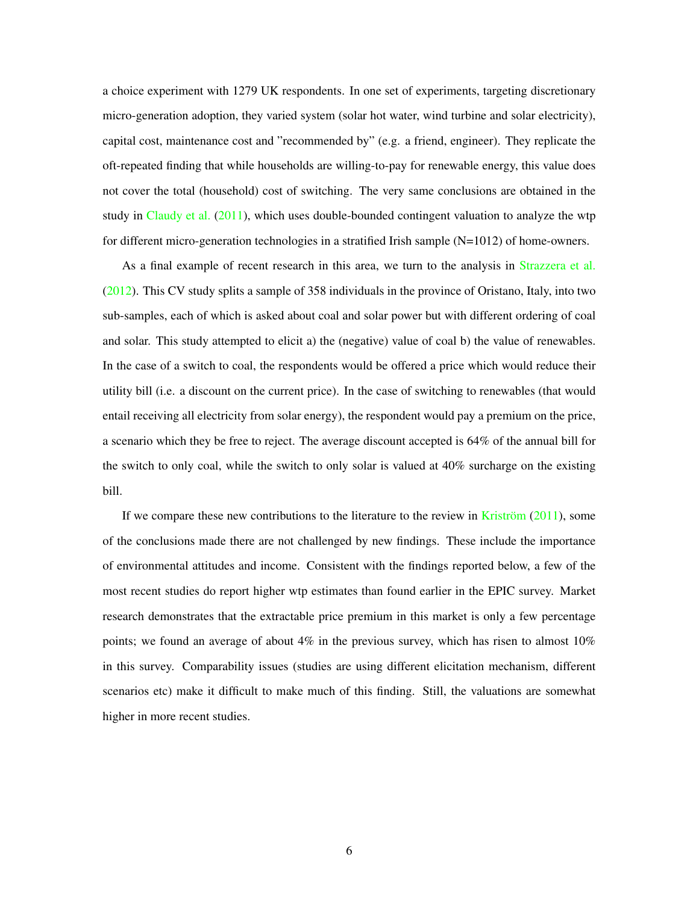a choice experiment with 1279 UK respondents. In one set of experiments, targeting discretionary micro-generation adoption, they varied system (solar hot water, wind turbine and solar electricity), capital cost, maintenance cost and "recommended by" (e.g. a friend, engineer). They replicate the oft-repeated finding that while households are willing-to-pay for renewable energy, this value does not cover the total (household) cost of switching. The very same conclusions are obtained in the study in Claudy et al. (2011), which uses double-bounded contingent valuation to analyze the wtp for different micro-generation technologies in a stratified Irish sample (N=1012) of home-owners.

As a final example of recent research in this area, we turn to the analysis in Strazzera et al. (2012). This CV study splits a sample of 358 individuals in the province of Oristano, Italy, into two sub-samples, each of which is asked about coal and solar power but with different ordering of coal and solar. This study attempted to elicit a) the (negative) value of coal b) the value of renewables. In the case of a switch to coal, the respondents would be offered a price which would reduce their utility bill (i.e. a discount on the current price). In the case of switching to renewables (that would entail receiving all electricity from solar energy), the respondent would pay a premium on the price, a scenario which they be free to reject. The average discount accepted is 64% of the annual bill for the switch to only coal, while the switch to only solar is valued at 40% surcharge on the existing bill.

If we compare these new contributions to the literature to the review in Kriström (2011), some of the conclusions made there are not challenged by new findings. These include the importance of environmental attitudes and income. Consistent with the findings reported below, a few of the most recent studies do report higher wtp estimates than found earlier in the EPIC survey. Market research demonstrates that the extractable price premium in this market is only a few percentage points; we found an average of about 4% in the previous survey, which has risen to almost 10% in this survey. Comparability issues (studies are using different elicitation mechanism, different scenarios etc) make it difficult to make much of this finding. Still, the valuations are somewhat higher in more recent studies.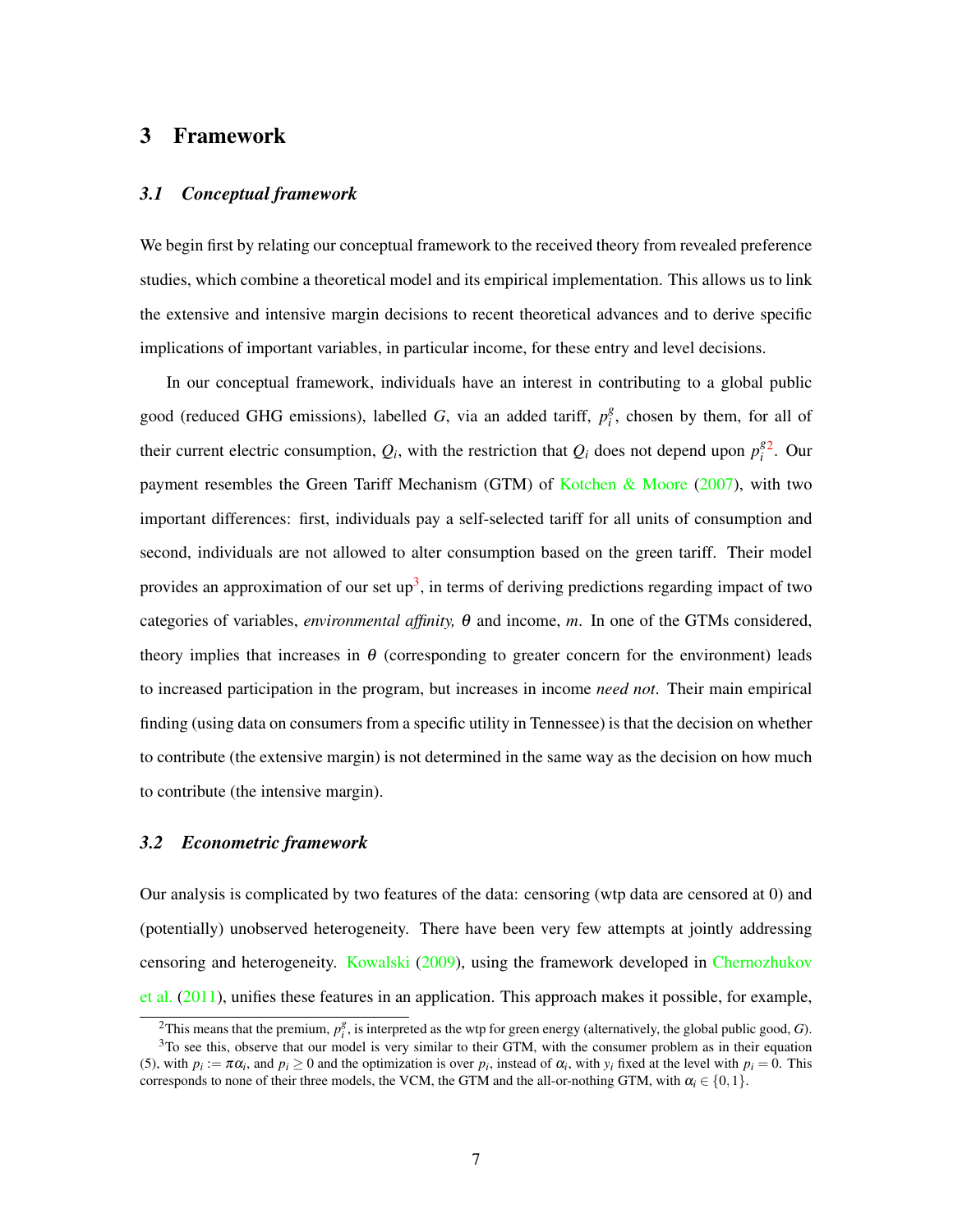# 3 Framework

## *3.1 Conceptual framework*

We begin first by relating our conceptual framework to the received theory from revealed preference studies, which combine a theoretical model and its empirical implementation. This allows us to link the extensive and intensive margin decisions to recent theoretical advances and to derive specific implications of important variables, in particular income, for these entry and level decisions.

In our conceptual framework, individuals have an interest in contributing to a global public good (reduced GHG emissions), labelled $G$, via an added tariff, $p_i^g$, chosen by them, for all of their current electric consumption, $Q_i$, with the restriction that $Q_i$ does not depend upon $p_i^g$[2]. Our payment resembles the Green Tariff Mechanism (GTM) of Kotchen & Moore (2007), with two important differences: first, individuals pay a self-selected tariff for all units of consumption and second, individuals are not allowed to alter consumption based on the green tariff. Their model provides an approximation of our set up[3], in terms of deriving predictions regarding impact of two categories of variables, *environmental affinity,* $\theta$ and income, $m$. In one of the GTMs considered, theory implies that increases in $\theta$ (corresponding to greater concern for the environment) leads to increased participation in the program, but increases in income *need not*. Their main empirical finding (using data on consumers from a specific utility in Tennessee) is that the decision on whether to contribute (the extensive margin) is not determined in the same way as the decision on how much to contribute (the intensive margin).

## *3.2 Econometric framework*

Our analysis is complicated by two features of the data: censoring (wtp data are censored at 0) and (potentially) unobserved heterogeneity. There have been very few attempts at jointly addressing censoring and heterogeneity. Kowalski (2009), using the framework developed in Chernozhukov et al. (2011), unifies these features in an application. This approach makes it possible, for example,

[2]This means that the premium, $p_i^g$, is interpreted as the wtp for green energy (alternatively, the global public good, $G$).

[3]To see this, observe that our model is very similar to their GTM, with the consumer problem as in their equation (5), with $p_i := \pi\alpha_i$, and $p_i \geq 0$ and the optimization is over $p_i$, instead of $\alpha_i$, with $y_i$ fixed at the level with $p_i = 0$. This corresponds to none of their three models, the VCM, the GTM and the all-or-nothing GTM, with $\alpha_i \in \{0, 1\}$.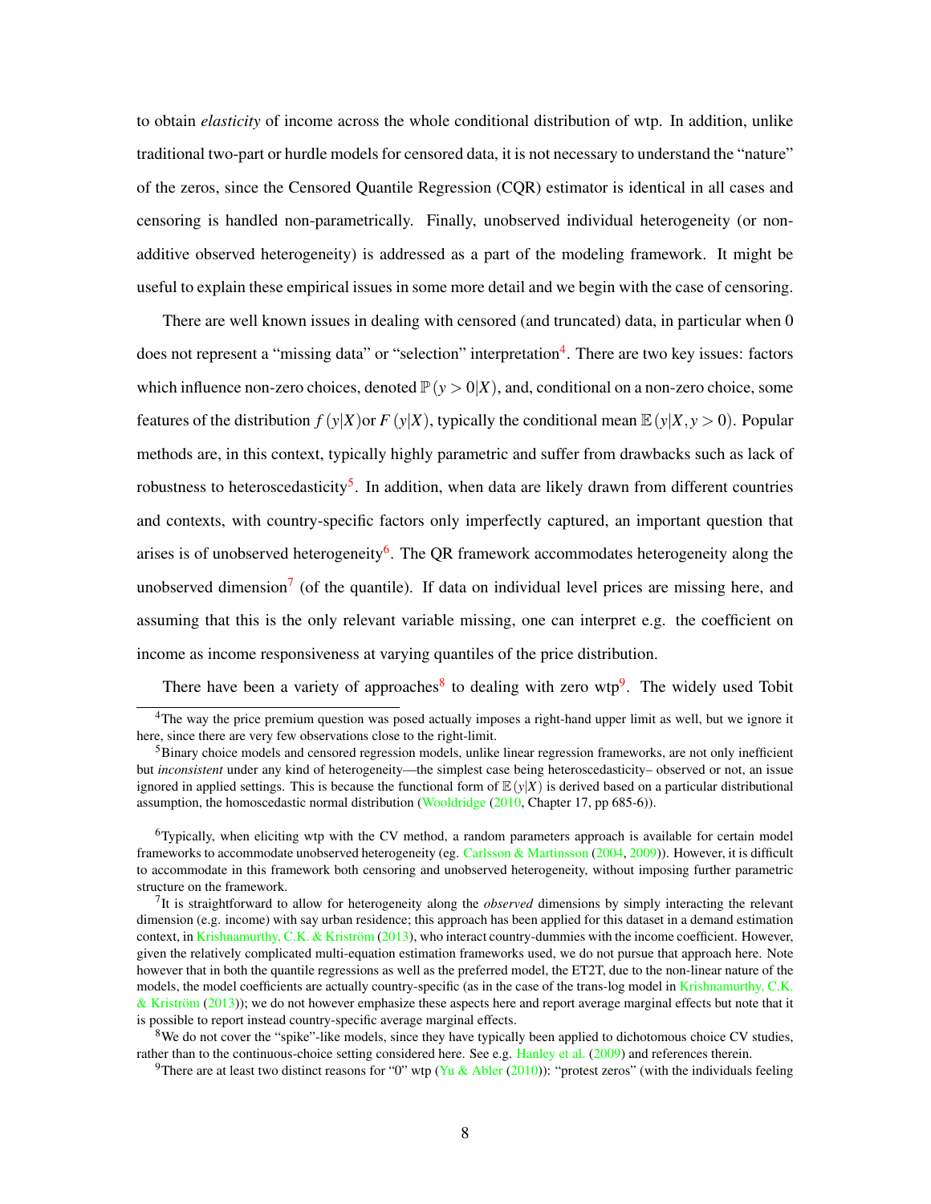to obtain *elasticity* of income across the whole conditional distribution of wtp. In addition, unlike traditional two-part or hurdle models for censored data, it is not necessary to understand the "nature" of the zeros, since the Censored Quantile Regression (CQR) estimator is identical in all cases and censoring is handled non-parametrically. Finally, unobserved individual heterogeneity (or non-additive observed heterogeneity) is addressed as a part of the modeling framework. It might be useful to explain these empirical issues in some more detail and we begin with the case of censoring.

There are well known issues in dealing with censored (and truncated) data, in particular when 0 does not represent a "missing data" or "selection" interpretation[4]. There are two key issues: factors which influence non-zero choices, denoted $\mathbb{P}(y > 0|X)$, and, conditional on a non-zero choice, some features of the distribution $f(y|X)$or $F(y|X)$, typically the conditional mean $\mathbb{E}(y|X, y > 0)$. Popular methods are, in this context, typically highly parametric and suffer from drawbacks such as lack of robustness to heteroscedasticity[5]. In addition, when data are likely drawn from different countries and contexts, with country-specific factors only imperfectly captured, an important question that arises is of unobserved heterogeneity[6]. The QR framework accommodates heterogeneity along the unobserved dimension[7] (of the quantile). If data on individual level prices are missing here, and assuming that this is the only relevant variable missing, one can interpret e.g. the coefficient on income as income responsiveness at varying quantiles of the price distribution.

There have been a variety of approaches[8] to dealing with zero wtp[9]. The widely used Tobit

---

[4]The way the price premium question was posed actually imposes a right-hand upper limit as well, but we ignore it here, since there are very few observations close to the right-limit.

[5]Binary choice models and censored regression models, unlike linear regression frameworks, are not only inefficient but *inconsistent* under any kind of heterogeneity—the simplest case being heteroscedasticity– observed or not, an issue ignored in applied settings. This is because the functional form of $\mathbb{E}(y|X)$ is derived based on a particular distributional assumption, the homoscedastic normal distribution (Wooldridge (2010, Chapter 17, pp 685-6)).

[6]Typically, when eliciting wtp with the CV method, a random parameters approach is available for certain model frameworks to accommodate unobserved heterogeneity (eg. Carlsson & Martinsson (2004, 2009)). However, it is difficult to accommodate in this framework both censoring and unobserved heterogeneity, without imposing further parametric structure on the framework.

[7]It is straightforward to allow for heterogeneity along the *observed* dimensions by simply interacting the relevant dimension (e.g. income) with say urban residence; this approach has been applied for this dataset in a demand estimation context, in Krishnamurthy, C.K. & Kriström (2013), who interact country-dummies with the income coefficient. However, given the relatively complicated multi-equation estimation frameworks used, we do not pursue that approach here. Note however that in both the quantile regressions as well as the preferred model, the ET2T, due to the non-linear nature of the models, the model coefficients are actually country-specific (as in the case of the trans-log model in Krishnamurthy, C.K. & Kriström (2013)); we do not however emphasize these aspects here and report average marginal effects but note that it is possible to report instead country-specific average marginal effects.

[8]We do not cover the "spike"-like models, since they have typically been applied to dichotomous choice CV studies, rather than to the continuous-choice setting considered here. See e.g. Hanley et al. (2009) and references therein.

[9]There are at least two distinct reasons for "0" wtp (Yu & Abler (2010)): "protest zeros" (with the individuals feeling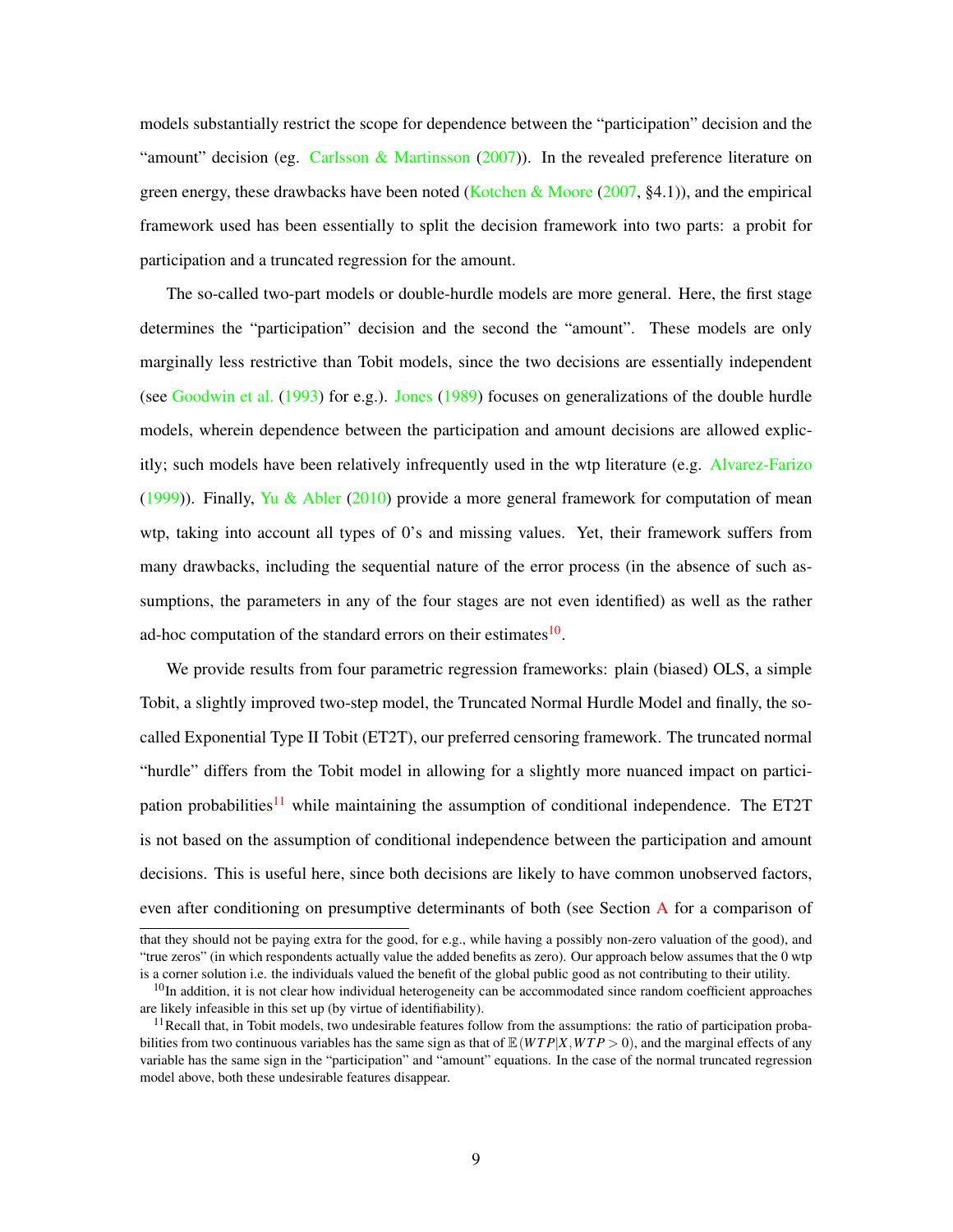models substantially restrict the scope for dependence between the "participation" decision and the "amount" decision (eg. Carlsson & Martinsson (2007)). In the revealed preference literature on green energy, these drawbacks have been noted (Kotchen & Moore (2007, §4.1)), and the empirical framework used has been essentially to split the decision framework into two parts: a probit for participation and a truncated regression for the amount.

The so-called two-part models or double-hurdle models are more general. Here, the first stage determines the "participation" decision and the second the "amount". These models are only marginally less restrictive than Tobit models, since the two decisions are essentially independent (see Goodwin et al. (1993) for e.g.). Jones (1989) focuses on generalizations of the double hurdle models, wherein dependence between the participation and amount decisions are allowed explicitly; such models have been relatively infrequently used in the wtp literature (e.g. Alvarez-Farizo (1999)). Finally, Yu & Abler (2010) provide a more general framework for computation of mean wtp, taking into account all types of 0's and missing values. Yet, their framework suffers from many drawbacks, including the sequential nature of the error process (in the absence of such assumptions, the parameters in any of the four stages are not even identified) as well as the rather ad-hoc computation of the standard errors on their estimates[10].

We provide results from four parametric regression frameworks: plain (biased) OLS, a simple Tobit, a slightly improved two-step model, the Truncated Normal Hurdle Model and finally, the so-called Exponential Type II Tobit (ET2T), our preferred censoring framework. The truncated normal "hurdle" differs from the Tobit model in allowing for a slightly more nuanced impact on participation probabilities[11] while maintaining the assumption of conditional independence. The ET2T is not based on the assumption of conditional independence between the participation and amount decisions. This is useful here, since both decisions are likely to have common unobserved factors, even after conditioning on presumptive determinants of both (see Section A for a comparison of

---

that they should not be paying extra for the good, for e.g., while having a possibly non-zero valuation of the good), and "true zeros" (in which respondents actually value the added benefits as zero). Our approach below assumes that the 0 wtp is a corner solution i.e. the individuals valued the benefit of the global public good as not contributing to their utility.

[10] In addition, it is not clear how individual heterogeneity can be accommodated since random coefficient approaches are likely infeasible in this set up (by virtue of identifiability).

[11] Recall that, in Tobit models, two undesirable features follow from the assumptions: the ratio of participation probabilities from two continuous variables has the same sign as that of $\mathbb{E}(WTP|X, WTP > 0)$, and the marginal effects of any variable has the same sign in the "participation" and "amount" equations. In the case of the normal truncated regression model above, both these undesirable features disappear.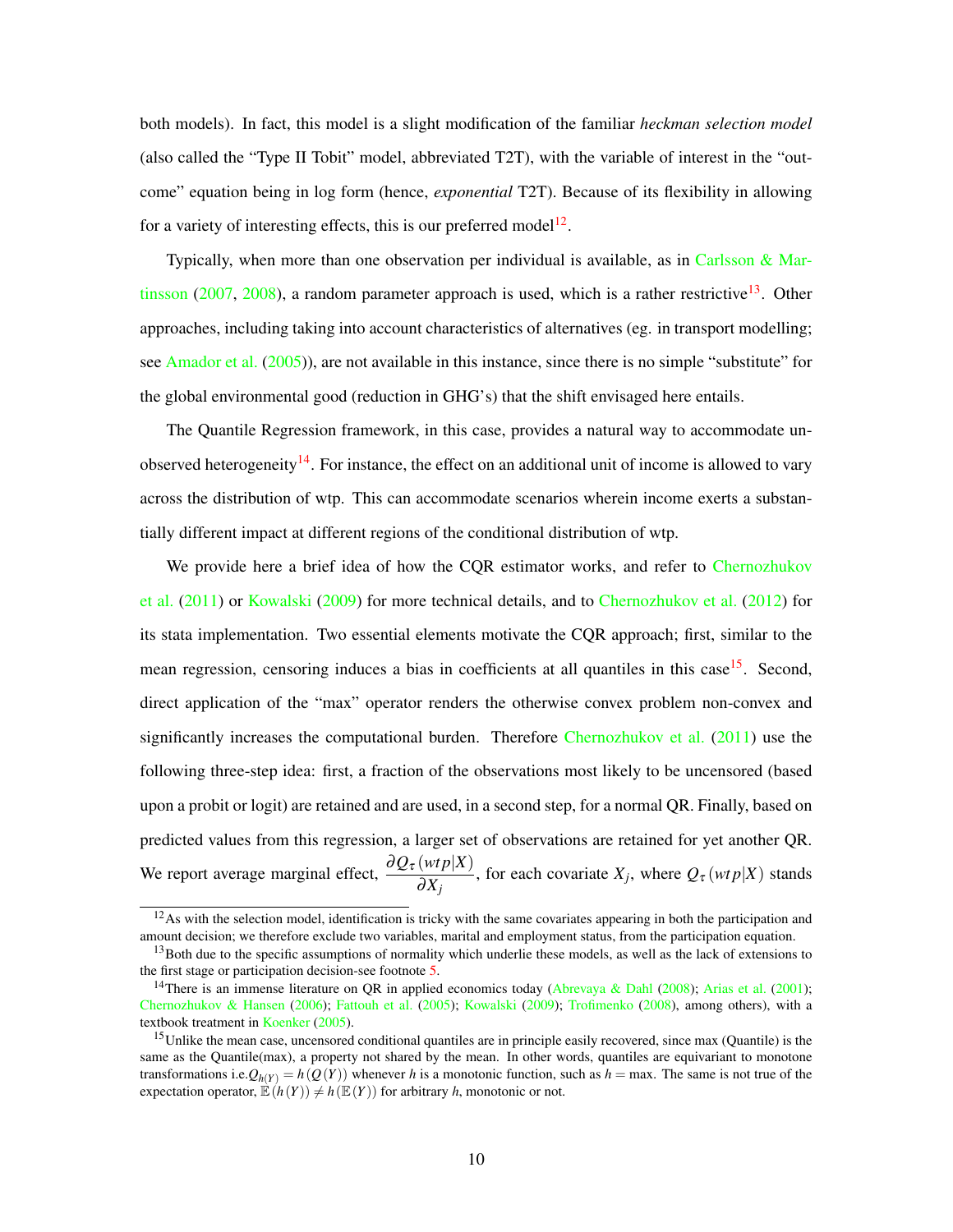both models). In fact, this model is a slight modification of the familiar *heckman selection model* (also called the "Type II Tobit" model, abbreviated T2T), with the variable of interest in the "outcome" equation being in log form (hence, *exponential* T2T). Because of its flexibility in allowing for a variety of interesting effects, this is our preferred model[12].

Typically, when more than one observation per individual is available, as in Carlsson & Martinsson (2007, 2008), a random parameter approach is used, which is a rather restrictive[13]. Other approaches, including taking into account characteristics of alternatives (eg. in transport modelling; see Amador et al. (2005)), are not available in this instance, since there is no simple "substitute" for the global environmental good (reduction in GHG's) that the shift envisaged here entails.

The Quantile Regression framework, in this case, provides a natural way to accommodate unobserved heterogeneity[14]. For instance, the effect on an additional unit of income is allowed to vary across the distribution of wtp. This can accommodate scenarios wherein income exerts a substantially different impact at different regions of the conditional distribution of wtp.

We provide here a brief idea of how the CQR estimator works, and refer to Chernozhukov et al. (2011) or Kowalski (2009) for more technical details, and to Chernozhukov et al. (2012) for its stata implementation. Two essential elements motivate the CQR approach; first, similar to the mean regression, censoring induces a bias in coefficients at all quantiles in this case[15]. Second, direct application of the "max" operator renders the otherwise convex problem non-convex and significantly increases the computational burden. Therefore Chernozhukov et al. (2011) use the following three-step idea: first, a fraction of the observations most likely to be uncensored (based upon a probit or logit) are retained and are used, in a second step, for a normal QR. Finally, based on predicted values from this regression, a larger set of observations are retained for yet another QR. We report average marginal effect, $\dfrac{\partial Q_\tau(wtp|X)}{\partial X_j}$, for each covariate $X_j$, where $Q_\tau(wtp|X)$ stands

[12] As with the selection model, identification is tricky with the same covariates appearing in both the participation and amount decision; we therefore exclude two variables, marital and employment status, from the participation equation.

[13] Both due to the specific assumptions of normality which underlie these models, as well as the lack of extensions to the first stage or participation decision-see footnote 5.

[14] There is an immense literature on QR in applied economics today (Abrevaya & Dahl (2008); Arias et al. (2001); Chernozhukov & Hansen (2006); Fattouh et al. (2005); Kowalski (2009); Trofimenko (2008), among others), with a textbook treatment in Koenker (2005).

[15] Unlike the mean case, uncensored conditional quantiles are in principle easily recovered, since max (Quantile) is the same as the Quantile(max), a property not shared by the mean. In other words, quantiles are equivariant to monotone transformations i.e.$Q_{h(Y)} = h(Q(Y))$ whenever $h$ is a monotonic function, such as $h = \max$. The same is not true of the expectation operator, $\mathbb{E}(h(Y)) \neq h(\mathbb{E}(Y))$ for arbitrary $h$, monotonic or not.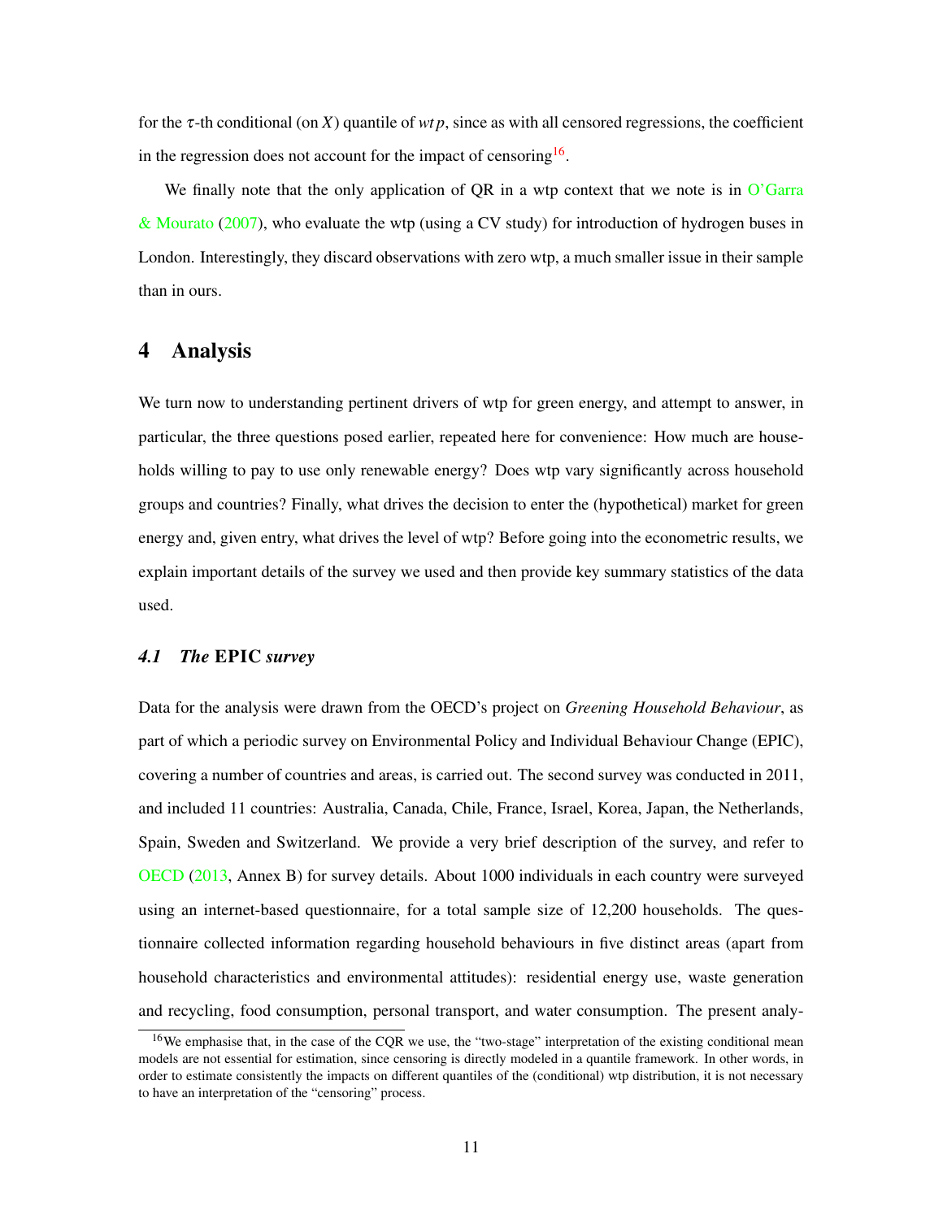for the $\tau$-th conditional (on $X$) quantile of $wtp$, since as with all censored regressions, the coefficient in the regression does not account for the impact of censoring[16].

We finally note that the only application of QR in a wtp context that we note is in O'Garra & Mourato (2007), who evaluate the wtp (using a CV study) for introduction of hydrogen buses in London. Interestingly, they discard observations with zero wtp, a much smaller issue in their sample than in ours.

# 4 Analysis

We turn now to understanding pertinent drivers of wtp for green energy, and attempt to answer, in particular, the three questions posed earlier, repeated here for convenience: How much are households willing to pay to use only renewable energy? Does wtp vary significantly across household groups and countries? Finally, what drives the decision to enter the (hypothetical) market for green energy and, given entry, what drives the level of wtp? Before going into the econometric results, we explain important details of the survey we used and then provide key summary statistics of the data used.

## 4.1 *The* EPIC *survey*

Data for the analysis were drawn from the OECD's project on *Greening Household Behaviour*, as part of which a periodic survey on Environmental Policy and Individual Behaviour Change (EPIC), covering a number of countries and areas, is carried out. The second survey was conducted in 2011, and included 11 countries: Australia, Canada, Chile, France, Israel, Korea, Japan, the Netherlands, Spain, Sweden and Switzerland. We provide a very brief description of the survey, and refer to OECD (2013, Annex B) for survey details. About 1000 individuals in each country were surveyed using an internet-based questionnaire, for a total sample size of 12,200 households. The questionnaire collected information regarding household behaviours in five distinct areas (apart from household characteristics and environmental attitudes): residential energy use, waste generation and recycling, food consumption, personal transport, and water consumption. The present analy-

[16] We emphasise that, in the case of the CQR we use, the "two-stage" interpretation of the existing conditional mean models are not essential for estimation, since censoring is directly modeled in a quantile framework. In other words, in order to estimate consistently the impacts on different quantiles of the (conditional) wtp distribution, it is not necessary to have an interpretation of the "censoring" process.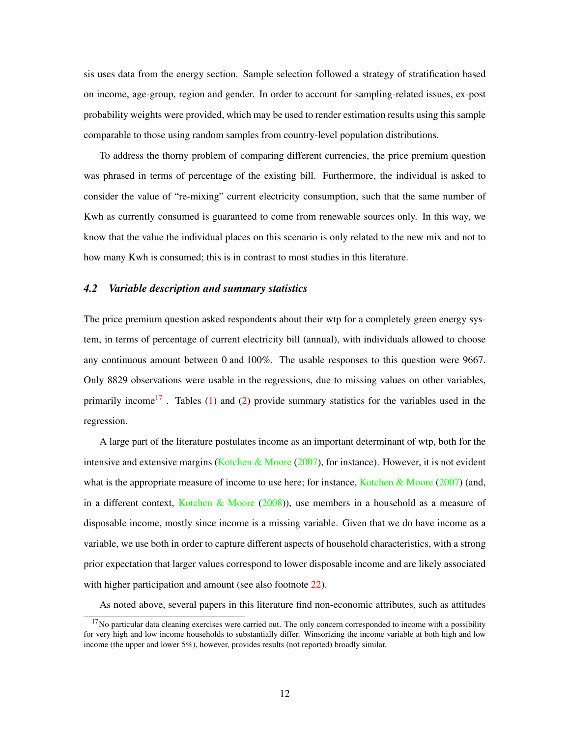sis uses data from the energy section. Sample selection followed a strategy of stratification based on income, age-group, region and gender. In order to account for sampling-related issues, ex-post probability weights were provided, which may be used to render estimation results using this sample comparable to those using random samples from country-level population distributions.

To address the thorny problem of comparing different currencies, the price premium question was phrased in terms of percentage of the existing bill. Furthermore, the individual is asked to consider the value of "re-mixing" current electricity consumption, such that the same number of Kwh as currently consumed is guaranteed to come from renewable sources only. In this way, we know that the value the individual places on this scenario is only related to the new mix and not to how many Kwh is consumed; this is in contrast to most studies in this literature.

### *4.2 Variable description and summary statistics*

The price premium question asked respondents about their wtp for a completely green energy system, in terms of percentage of current electricity bill (annual), with individuals allowed to choose any continuous amount between 0 and 100%. The usable responses to this question were 9667. Only 8829 observations were usable in the regressions, due to missing values on other variables, primarily income[17] . Tables (1) and (2) provide summary statistics for the variables used in the regression.

A large part of the literature postulates income as an important determinant of wtp, both for the intensive and extensive margins (Kotchen & Moore (2007), for instance). However, it is not evident what is the appropriate measure of income to use here; for instance, Kotchen & Moore (2007) (and, in a different context, Kotchen & Moore (2008)), use members in a household as a measure of disposable income, mostly since income is a missing variable. Given that we do have income as a variable, we use both in order to capture different aspects of household characteristics, with a strong prior expectation that larger values correspond to lower disposable income and are likely associated with higher participation and amount (see also footnote 22).

As noted above, several papers in this literature find non-economic attributes, such as attitudes

[17] No particular data cleaning exercises were carried out. The only concern corresponded to income with a possibility for very high and low income households to substantially differ. Winsorizing the income variable at both high and low income (the upper and lower 5%), however, provides results (not reported) broadly similar.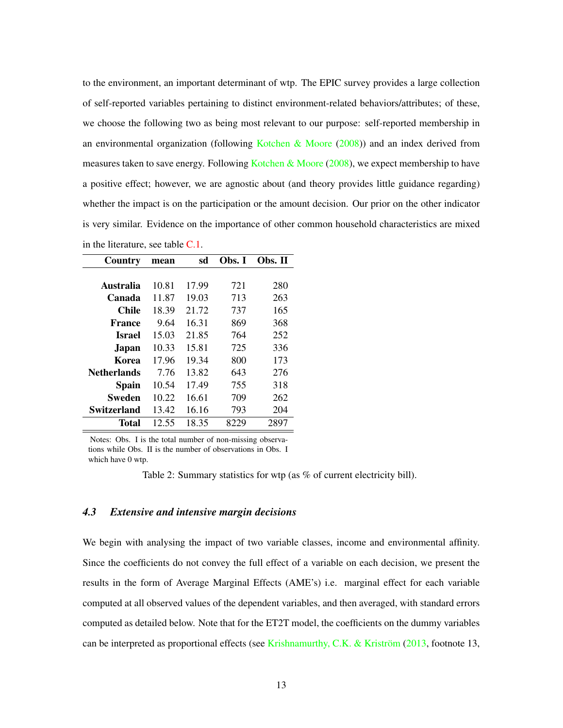to the environment, an important determinant of wtp. The EPIC survey provides a large collection of self-reported variables pertaining to distinct environment-related behaviors/attributes; of these, we choose the following two as being most relevant to our purpose: self-reported membership in an environmental organization (following Kotchen & Moore (2008)) and an index derived from measures taken to save energy. Following Kotchen & Moore (2008), we expect membership to have a positive effect; however, we are agnostic about (and theory provides little guidance regarding) whether the impact is on the participation or the amount decision. Our prior on the other indicator is very similar. Evidence on the importance of other common household characteristics are mixed in the literature, see table C.1.

| Country | mean | sd | Obs. I | Obs. II |
|---|---|---|---|---|
| **Australia** | 10.81 | 17.99 | 721 | 280 |
| **Canada** | 11.87 | 19.03 | 713 | 263 |
| **Chile** | 18.39 | 21.72 | 737 | 165 |
| **France** | 9.64 | 16.31 | 869 | 368 |
| **Israel** | 15.03 | 21.85 | 764 | 252 |
| **Japan** | 10.33 | 15.81 | 725 | 336 |
| **Korea** | 17.96 | 19.34 | 800 | 173 |
| **Netherlands** | 7.76 | 13.82 | 643 | 276 |
| **Spain** | 10.54 | 17.49 | 755 | 318 |
| **Sweden** | 10.22 | 16.61 | 709 | 262 |
| **Switzerland** | 13.42 | 16.16 | 793 | 204 |
| **Total** | 12.55 | 18.35 | 8229 | 2897 |

Notes: Obs. I is the total number of non-missing observations while Obs. II is the number of observations in Obs. I which have 0 wtp.

Table 2: Summary statistics for wtp (as % of current electricity bill).

### *4.3 Extensive and intensive margin decisions*

We begin with analysing the impact of two variable classes, income and environmental affinity. Since the coefficients do not convey the full effect of a variable on each decision, we present the results in the form of Average Marginal Effects (AME's) i.e. marginal effect for each variable computed at all observed values of the dependent variables, and then averaged, with standard errors computed as detailed below. Note that for the ET2T model, the coefficients on the dummy variables can be interpreted as proportional effects (see Krishnamurthy, C.K. & Kriström (2013, footnote 13,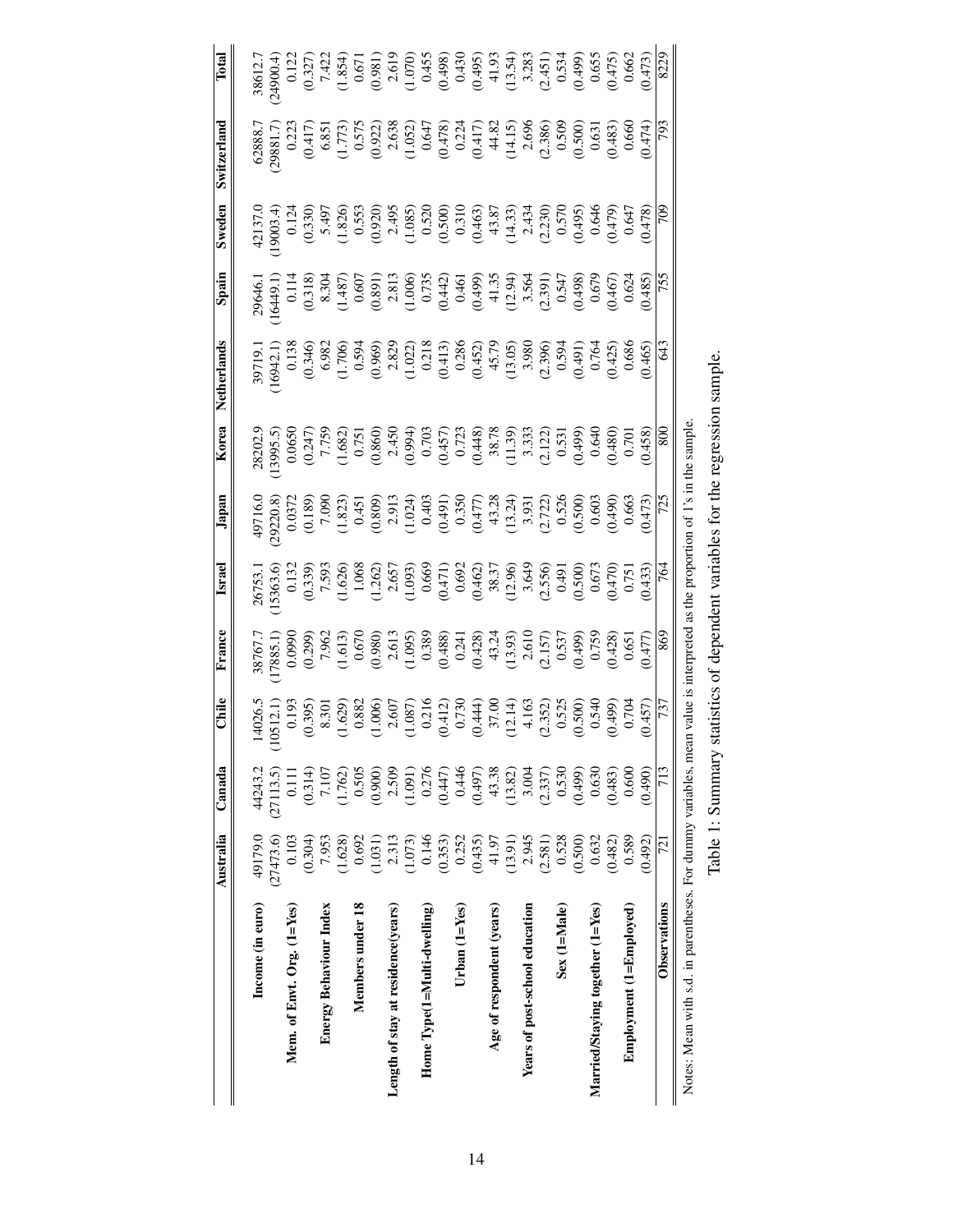| | Australia | Canada | Chile | France | Israel | Japan | Korea | Netherlands | Spain | Sweden | Switzerland | Total |
|---|---|---|---|---|---|---|---|---|---|---|---|---|
| **Income (in euro)** | 49179.0 | 44243.2 | 14026.5 | 38767.7 | 26753.1 | 49716.0 | 28202.9 | 39719.1 | 29646.1 | 42137.0 | 62888.7 | 38612.7 |
| | (27473.6) | (27113.5) | (10512.1) | (17885.1) | (15363.6) | (29220.8) | (13995.5) | (16942.1) | (16449.1) | (19003.4) | (29881.7) | (24900.4) |
| **Mem. of Envt. Org. (1=Yes)** | 0.103 | 0.111 | 0.193 | 0.0990 | 0.132 | 0.0372 | 0.0650 | 0.138 | 0.114 | 0.124 | 0.223 | 0.122 |
| | (0.304) | (0.314) | (0.395) | (0.299) | (0.339) | (0.189) | (0.247) | (0.346) | (0.318) | (0.330) | (0.417) | (0.327) |
| **Energy Behaviour Index** | 7.953 | 7.107 | 8.301 | 7.962 | 7.593 | 7.090 | 7.759 | 6.982 | 8.304 | 5.497 | 6.851 | 7.422 |
| | (1.628) | (1.762) | (1.629) | (1.613) | (1.626) | (1.823) | (1.682) | (1.706) | (1.487) | (1.826) | (1.773) | (1.854) |
| **Members under 18** | 0.692 | 0.505 | 0.882 | 0.670 | 1.068 | 0.451 | 0.751 | 0.594 | 0.607 | 0.553 | 0.575 | 0.671 |
| | (1.031) | (0.900) | (1.006) | (0.980) | (1.262) | (0.809) | (0.860) | (0.969) | (0.891) | (0.920) | (0.922) | (0.981) |
| **Length of stay at residence(years)** | 2.313 | 2.509 | 2.607 | 2.613 | 2.657 | 2.913 | 2.450 | 2.829 | 2.813 | 2.495 | 2.638 | 2.619 |
| | (1.073) | (1.091) | (1.087) | (1.095) | (1.093) | (1.024) | (0.994) | (1.022) | (1.006) | (1.085) | (1.052) | (1.070) |
| **Home Type(1=Multi-dwelling)** | 0.146 | 0.276 | 0.216 | 0.389 | 0.669 | 0.403 | 0.703 | 0.218 | 0.735 | 0.520 | 0.647 | 0.455 |
| | (0.353) | (0.447) | (0.412) | (0.488) | (0.471) | (0.491) | (0.457) | (0.413) | (0.442) | (0.500) | (0.478) | (0.498) |
| **Urban (1=Yes)** | 0.252 | 0.446 | 0.730 | 0.241 | 0.692 | 0.350 | 0.723 | 0.286 | 0.461 | 0.310 | 0.224 | 0.430 |
| | (0.435) | (0.497) | (0.444) | (0.428) | (0.462) | (0.477) | (0.448) | (0.452) | (0.499) | (0.463) | (0.417) | (0.495) |
| **Age of respondent (years)** | 41.97 | 43.38 | 37.00 | 43.24 | 38.37 | 43.28 | 38.78 | 45.79 | 41.35 | 43.87 | 44.82 | 41.93 |
| | (13.91) | (13.82) | (12.14) | (13.93) | (12.96) | (13.24) | (11.39) | (13.05) | (12.94) | (14.33) | (14.15) | (13.54) |
| **Years of post-school education** | 2.945 | 3.004 | 4.163 | 2.610 | 3.649 | 3.931 | 3.333 | 3.980 | 3.564 | 2.434 | 2.696 | 3.283 |
| | (2.581) | (2.337) | (2.352) | (2.157) | (2.556) | (2.722) | (2.122) | (2.396) | (2.391) | (2.230) | (2.386) | (2.451) |
| **Sex (1=Male)** | 0.528 | 0.530 | 0.525 | 0.537 | 0.491 | 0.526 | 0.531 | 0.594 | 0.547 | 0.570 | 0.509 | 0.534 |
| | (0.500) | (0.499) | (0.500) | (0.499) | (0.500) | (0.500) | (0.499) | (0.491) | (0.498) | (0.495) | (0.500) | (0.499) |
| **Married/Staying together (1=Yes)** | 0.632 | 0.630 | 0.540 | 0.759 | 0.673 | 0.603 | 0.640 | 0.764 | 0.679 | 0.646 | 0.631 | 0.655 |
| | (0.482) | (0.483) | (0.499) | (0.428) | (0.470) | (0.490) | (0.480) | (0.425) | (0.467) | (0.479) | (0.483) | (0.475) |
| **Employment (1=Employed)** | 0.589 | 0.600 | 0.704 | 0.651 | 0.751 | 0.663 | 0.701 | 0.686 | 0.624 | 0.647 | 0.660 | 0.662 |
| | (0.492) | (0.490) | (0.457) | (0.477) | (0.433) | (0.473) | (0.458) | (0.465) | (0.485) | (0.478) | (0.474) | (0.473) |
| **Observations** | 721 | 713 | 737 | 869 | 764 | 725 | 800 | 643 | 755 | 709 | 793 | 8229 |

Notes: Mean with s.d. in parentheses. For dummy variables, mean value is interpreted as the proportion of 1's in the sample.

Table 1: Summary statistics of dependent variables for the regression sample.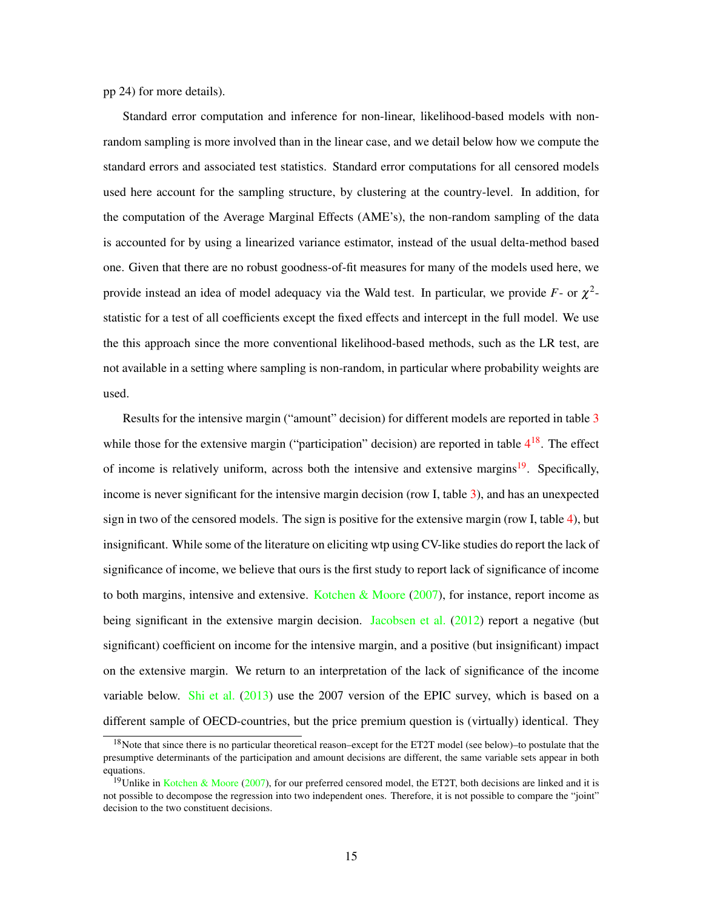pp 24) for more details).

Standard error computation and inference for non-linear, likelihood-based models with non-random sampling is more involved than in the linear case, and we detail below how we compute the standard errors and associated test statistics. Standard error computations for all censored models used here account for the sampling structure, by clustering at the country-level. In addition, for the computation of the Average Marginal Effects (AME's), the non-random sampling of the data is accounted for by using a linearized variance estimator, instead of the usual delta-method based one. Given that there are no robust goodness-of-fit measures for many of the models used here, we provide instead an idea of model adequacy via the Wald test. In particular, we provide $F$- or $\chi^2$-statistic for a test of all coefficients except the fixed effects and intercept in the full model. We use the this approach since the more conventional likelihood-based methods, such as the LR test, are not available in a setting where sampling is non-random, in particular where probability weights are used.

Results for the intensive margin ("amount" decision) for different models are reported in table 3 while those for the extensive margin ("participation" decision) are reported in table 4[18]. The effect of income is relatively uniform, across both the intensive and extensive margins[19]. Specifically, income is never significant for the intensive margin decision (row I, table 3), and has an unexpected sign in two of the censored models. The sign is positive for the extensive margin (row I, table 4), but insignificant. While some of the literature on eliciting wtp using CV-like studies do report the lack of significance of income, we believe that ours is the first study to report lack of significance of income to both margins, intensive and extensive. Kotchen & Moore (2007), for instance, report income as being significant in the extensive margin decision. Jacobsen et al. (2012) report a negative (but significant) coefficient on income for the intensive margin, and a positive (but insignificant) impact on the extensive margin. We return to an interpretation of the lack of significance of the income variable below. Shi et al. (2013) use the 2007 version of the EPIC survey, which is based on a different sample of OECD-countries, but the price premium question is (virtually) identical. They

[18] Note that since there is no particular theoretical reason–except for the ET2T model (see below)–to postulate that the presumptive determinants of the participation and amount decisions are different, the same variable sets appear in both equations.

[19] Unlike in Kotchen & Moore (2007), for our preferred censored model, the ET2T, both decisions are linked and it is not possible to decompose the regression into two independent ones. Therefore, it is not possible to compare the "joint" decision to the two constituent decisions.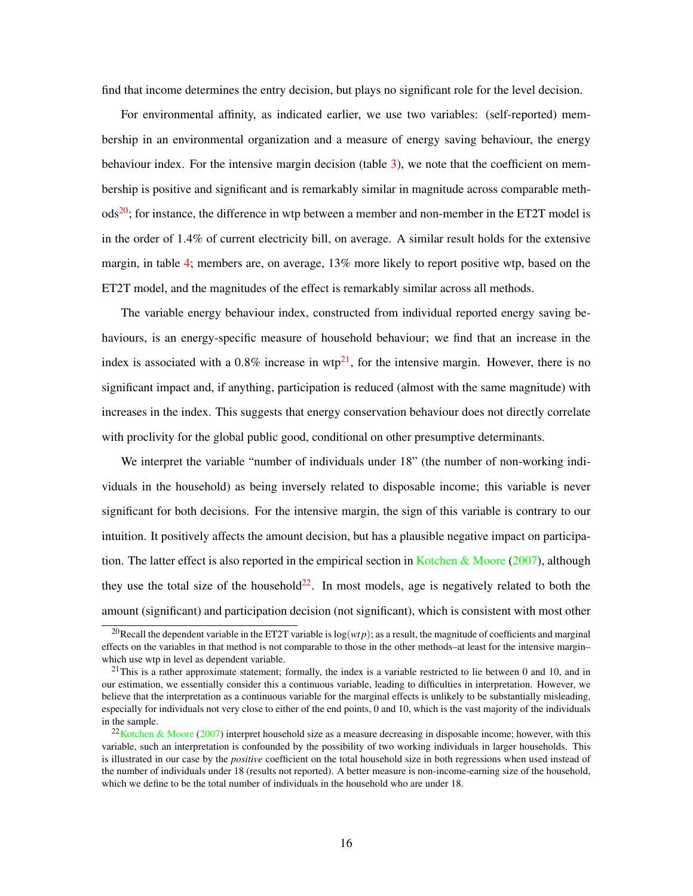find that income determines the entry decision, but plays no significant role for the level decision.

For environmental affinity, as indicated earlier, we use two variables: (self-reported) membership in an environmental organization and a measure of energy saving behaviour, the energy behaviour index. For the intensive margin decision (table 3), we note that the coefficient on membership is positive and significant and is remarkably similar in magnitude across comparable methods[20]; for instance, the difference in wtp between a member and non-member in the ET2T model is in the order of 1.4% of current electricity bill, on average. A similar result holds for the extensive margin, in table 4; members are, on average, 13% more likely to report positive wtp, based on the ET2T model, and the magnitudes of the effect is remarkably similar across all methods.

The variable energy behaviour index, constructed from individual reported energy saving behaviours, is an energy-specific measure of household behaviour; we find that an increase in the index is associated with a 0.8% increase in wtp[21], for the intensive margin. However, there is no significant impact and, if anything, participation is reduced (almost with the same magnitude) with increases in the index. This suggests that energy conservation behaviour does not directly correlate with proclivity for the global public good, conditional on other presumptive determinants.

We interpret the variable "number of individuals under 18" (the number of non-working individuals in the household) as being inversely related to disposable income; this variable is never significant for both decisions. For the intensive margin, the sign of this variable is contrary to our intuition. It positively affects the amount decision, but has a plausible negative impact on participation. The latter effect is also reported in the empirical section in Kotchen & Moore (2007), although they use the total size of the household[22]. In most models, age is negatively related to both the amount (significant) and participation decision (not significant), which is consistent with most other

[20] Recall the dependent variable in the ET2T variable is $\log(wtp)$; as a result, the magnitude of coefficients and marginal effects on the variables in that method is not comparable to those in the other methods–at least for the intensive margin–which use wtp in level as dependent variable.

[21] This is a rather approximate statement; formally, the index is a variable restricted to lie between 0 and 10, and in our estimation, we essentially consider this a continuous variable, leading to difficulties in interpretation. However, we believe that the interpretation as a continuous variable for the marginal effects is unlikely to be substantially misleading, especially for individuals not very close to either of the end points, 0 and 10, which is the vast majority of the individuals in the sample.

[22] Kotchen & Moore (2007) interpret household size as a measure decreasing in disposable income; however, with this variable, such an interpretation is confounded by the possibility of two working individuals in larger households. This is illustrated in our case by the *positive* coefficient on the total household size in both regressions when used instead of the number of individuals under 18 (results not reported). A better measure is non-income-earning size of the household, which we define to be the total number of individuals in the household who are under 18.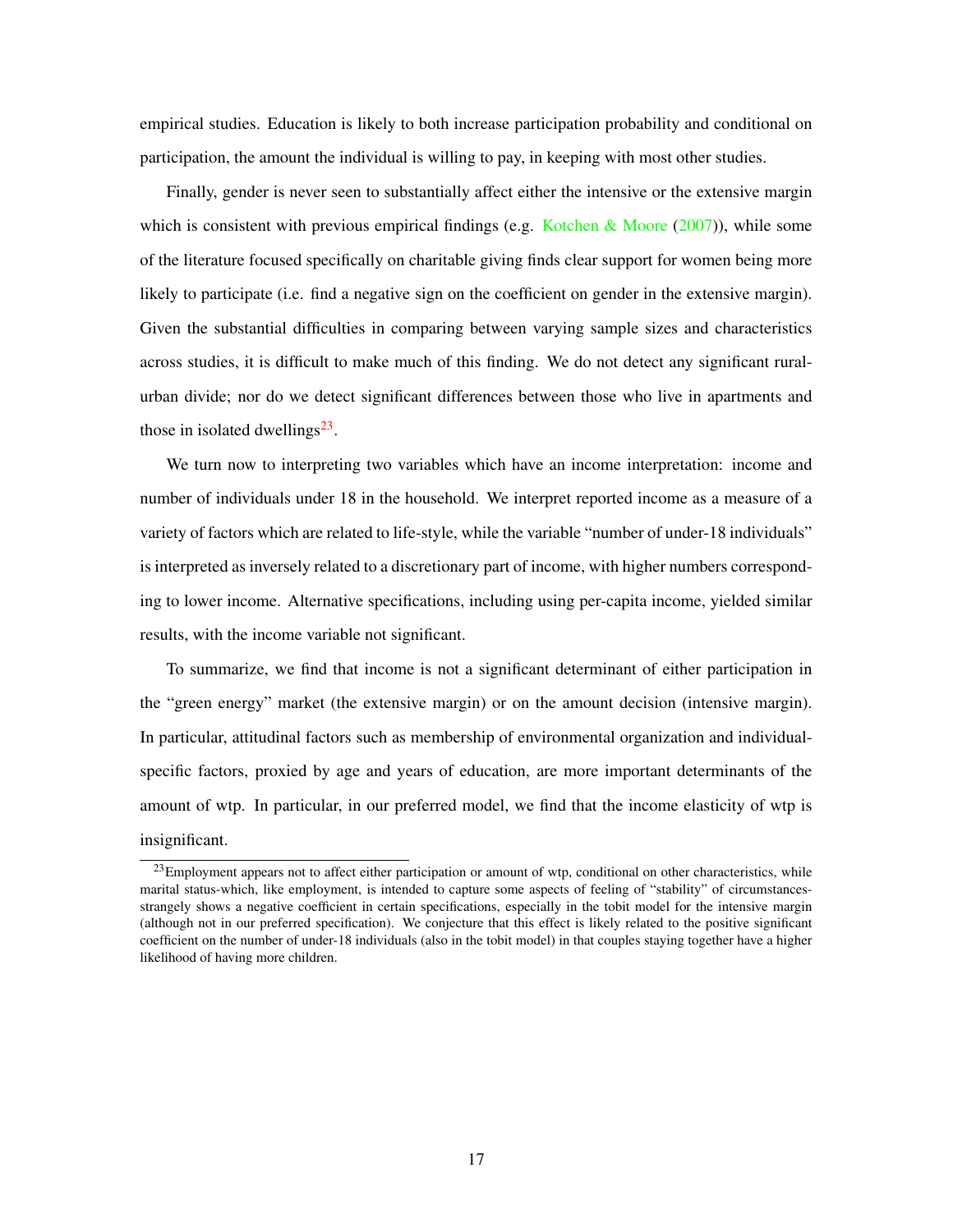empirical studies. Education is likely to both increase participation probability and conditional on participation, the amount the individual is willing to pay, in keeping with most other studies.

Finally, gender is never seen to substantially affect either the intensive or the extensive margin which is consistent with previous empirical findings (e.g. Kotchen & Moore (2007)), while some of the literature focused specifically on charitable giving finds clear support for women being more likely to participate (i.e. find a negative sign on the coefficient on gender in the extensive margin). Given the substantial difficulties in comparing between varying sample sizes and characteristics across studies, it is difficult to make much of this finding. We do not detect any significant rural-urban divide; nor do we detect significant differences between those who live in apartments and those in isolated dwellings[23].

We turn now to interpreting two variables which have an income interpretation: income and number of individuals under 18 in the household. We interpret reported income as a measure of a variety of factors which are related to life-style, while the variable "number of under-18 individuals" is interpreted as inversely related to a discretionary part of income, with higher numbers corresponding to lower income. Alternative specifications, including using per-capita income, yielded similar results, with the income variable not significant.

To summarize, we find that income is not a significant determinant of either participation in the "green energy" market (the extensive margin) or on the amount decision (intensive margin). In particular, attitudinal factors such as membership of environmental organization and individual-specific factors, proxied by age and years of education, are more important determinants of the amount of wtp. In particular, in our preferred model, we find that the income elasticity of wtp is insignificant.

[23]Employment appears not to affect either participation or amount of wtp, conditional on other characteristics, while marital status-which, like employment, is intended to capture some aspects of feeling of "stability" of circumstances-strangely shows a negative coefficient in certain specifications, especially in the tobit model for the intensive margin (although not in our preferred specification). We conjecture that this effect is likely related to the positive significant coefficient on the number of under-18 individuals (also in the tobit model) in that couples staying together have a higher likelihood of having more children.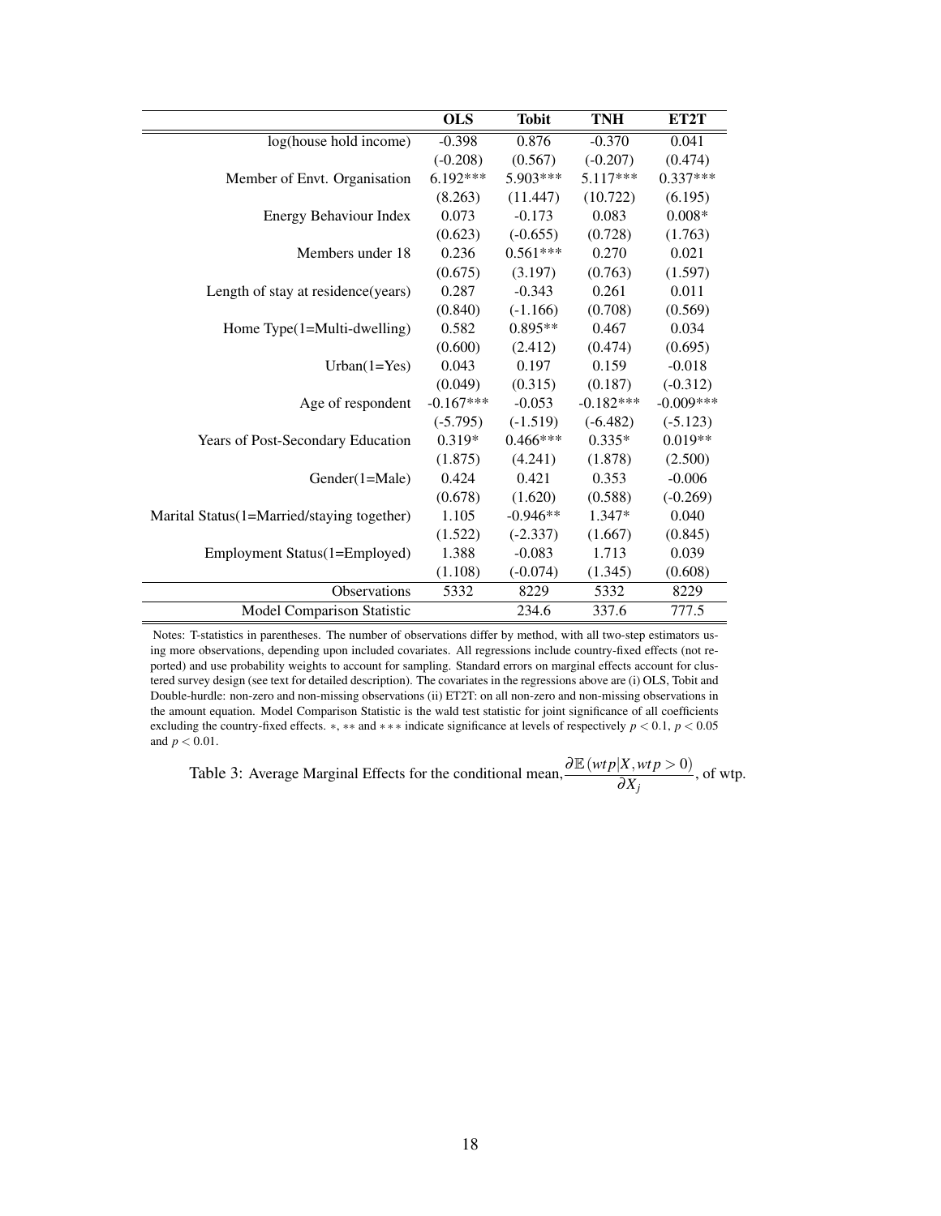| | **OLS** | **Tobit** | **TNH** | **ET2T** |
|---|---|---|---|---|
| log(house hold income) | -0.398 | 0.876 | -0.370 | 0.041 |
| | (-0.208) | (0.567) | (-0.207) | (0.474) |
| Member of Envt. Organisation | 6.192*** | 5.903*** | 5.117*** | 0.337*** |
| | (8.263) | (11.447) | (10.722) | (6.195) |
| Energy Behaviour Index | 0.073 | -0.173 | 0.083 | 0.008* |
| | (0.623) | (-0.655) | (0.728) | (1.763) |
| Members under 18 | 0.236 | 0.561*** | 0.270 | 0.021 |
| | (0.675) | (3.197) | (0.763) | (1.597) |
| Length of stay at residence(years) | 0.287 | -0.343 | 0.261 | 0.011 |
| | (0.840) | (-1.166) | (0.708) | (0.569) |
| Home Type(1=Multi-dwelling) | 0.582 | 0.895** | 0.467 | 0.034 |
| | (0.600) | (2.412) | (0.474) | (0.695) |
| Urban(1=Yes) | 0.043 | 0.197 | 0.159 | -0.018 |
| | (0.049) | (0.315) | (0.187) | (-0.312) |
| Age of respondent | -0.167*** | -0.053 | -0.182*** | -0.009*** |
| | (-5.795) | (-1.519) | (-6.482) | (-5.123) |
| Years of Post-Secondary Education | 0.319* | 0.466*** | 0.335* | 0.019** |
| | (1.875) | (4.241) | (1.878) | (2.500) |
| Gender(1=Male) | 0.424 | 0.421 | 0.353 | -0.006 |
| | (0.678) | (1.620) | (0.588) | (-0.269) |
| Marital Status(1=Married/staying together) | 1.105 | -0.946** | 1.347* | 0.040 |
| | (1.522) | (-2.337) | (1.667) | (0.845) |
| Employment Status(1=Employed) | 1.388 | -0.083 | 1.713 | 0.039 |
| | (1.108) | (-0.074) | (1.345) | (0.608) |
| Observations | 5332 | 8229 | 5332 | 8229 |
| Model Comparison Statistic | | 234.6 | 337.6 | 777.5 |

Notes: T-statistics in parentheses. The number of observations differ by method, with all two-step estimators using more observations, depending upon included covariates. All regressions include country-fixed effects (not reported) and use probability weights to account for sampling. Standard errors on marginal effects account for clustered survey design (see text for detailed description). The covariates in the regressions above are (i) OLS, Tobit and Double-hurdle: non-zero and non-missing observations (ii) ET2T: on all non-zero and non-missing observations in the amount equation. Model Comparison Statistic is the wald test statistic for joint significance of all coefficients excluding the country-fixed effects. $*$, $**$ and $***$ indicate significance at levels of respectively $p < 0.1$, $p < 0.05$ and $p < 0.01$.

Table 3: Average Marginal Effects for the conditional mean, $\frac{\partial \mathbb{E}(wtp|X, wtp > 0)}{\partial X_j}$, of wtp.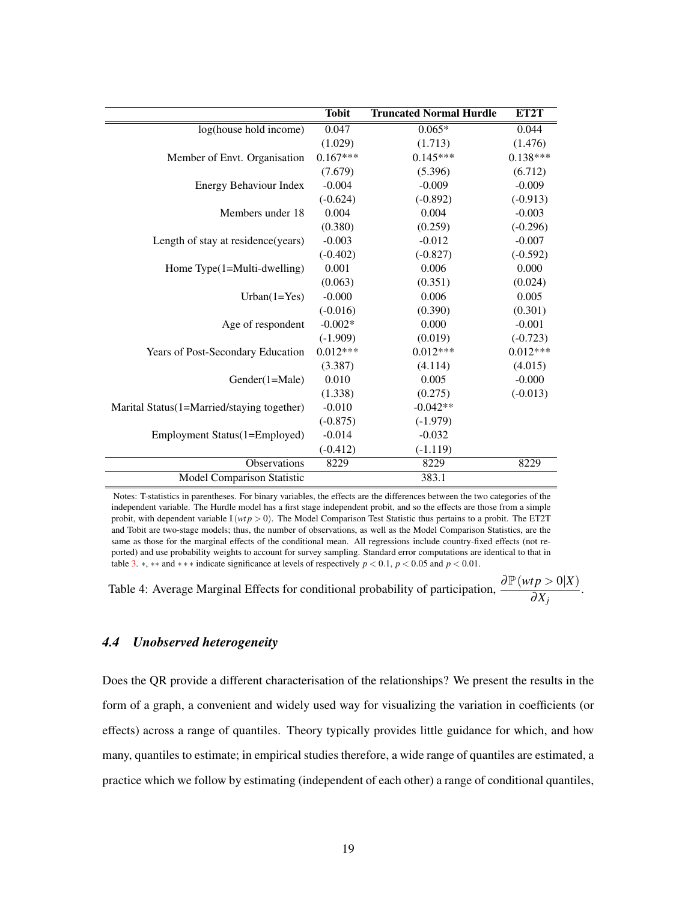| | Tobit | Truncated Normal Hurdle | ET2T |
|---|---|---|---|
| log(house hold income) | 0.047 | 0.065* | 0.044 |
| | (1.029) | (1.713) | (1.476) |
| Member of Envt. Organisation | 0.167*** | 0.145*** | 0.138*** |
| | (7.679) | (5.396) | (6.712) |
| Energy Behaviour Index | -0.004 | -0.009 | -0.009 |
| | (-0.624) | (-0.892) | (-0.913) |
| Members under 18 | 0.004 | 0.004 | -0.003 |
| | (0.380) | (0.259) | (-0.296) |
| Length of stay at residence(years) | -0.003 | -0.012 | -0.007 |
| | (-0.402) | (-0.827) | (-0.592) |
| Home Type(1=Multi-dwelling) | 0.001 | 0.006 | 0.000 |
| | (0.063) | (0.351) | (0.024) |
| Urban(1=Yes) | -0.000 | 0.006 | 0.005 |
| | (-0.016) | (0.390) | (0.301) |
| Age of respondent | -0.002* | 0.000 | -0.001 |
| | (-1.909) | (0.019) | (-0.723) |
| Years of Post-Secondary Education | 0.012*** | 0.012*** | 0.012*** |
| | (3.387) | (4.114) | (4.015) |
| Gender(1=Male) | 0.010 | 0.005 | -0.000 |
| | (1.338) | (0.275) | (-0.013) |
| Marital Status(1=Married/staying together) | -0.010 | -0.042** | |
| | (-0.875) | (-1.979) | |
| Employment Status(1=Employed) | -0.014 | -0.032 | |
| | (-0.412) | (-1.119) | |
| Observations | 8229 | 8229 | 8229 |
| Model Comparison Statistic | | 383.1 | |

Notes: T-statistics in parentheses. For binary variables, the effects are the differences between the two categories of the independent variable. The Hurdle model has a first stage independent probit, and so the effects are those from a simple probit, with dependent variable $\mathbb{I}(wtp > 0)$. The Model Comparison Test Statistic thus pertains to a probit. The ET2T and Tobit are two-stage models; thus, the number of observations, as well as the Model Comparison Statistics, are the same as those for the marginal effects of the conditional mean. All regressions include country-fixed effects (not reported) and use probability weights to account for survey sampling. Standard error computations are identical to that in table 3. $*$, $**$ and $***$ indicate significance at levels of respectively $p < 0.1$, $p < 0.05$ and $p < 0.01$.

Table 4: Average Marginal Effects for conditional probability of participation, $\dfrac{\partial \mathbb{P}(wtp > 0|X)}{\partial X_j}$.

### *4.4 Unobserved heterogeneity*

Does the QR provide a different characterisation of the relationships? We present the results in the form of a graph, a convenient and widely used way for visualizing the variation in coefficients (or effects) across a range of quantiles. Theory typically provides little guidance for which, and how many, quantiles to estimate; in empirical studies therefore, a wide range of quantiles are estimated, a practice which we follow by estimating (independent of each other) a range of conditional quantiles,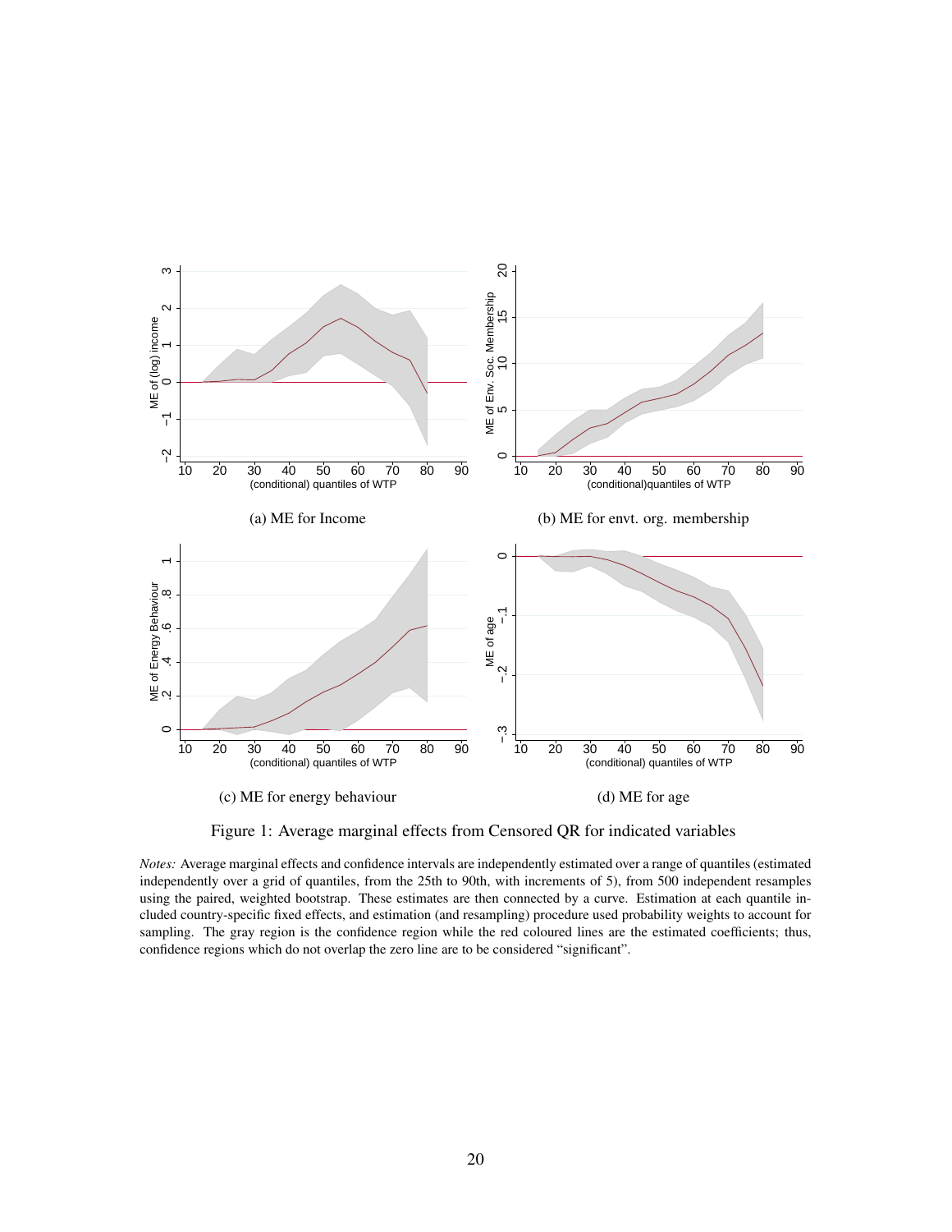(a) ME for Income

(b) ME for envt. org. membership

(c) ME for energy behaviour

(d) ME for age

Figure 1: Average marginal effects from Censored QR for indicated variables

*Notes:* Average marginal effects and confidence intervals are independently estimated over a range of quantiles (estimated independently over a grid of quantiles, from the 25th to 90th, with increments of 5), from 500 independent resamples using the paired, weighted bootstrap. These estimates are then connected by a curve. Estimation at each quantile included country-specific fixed effects, and estimation (and resampling) procedure used probability weights to account for sampling. The gray region is the confidence region while the red coloured lines are the estimated coefficients; thus, confidence regions which do not overlap the zero line are to be considered "significant".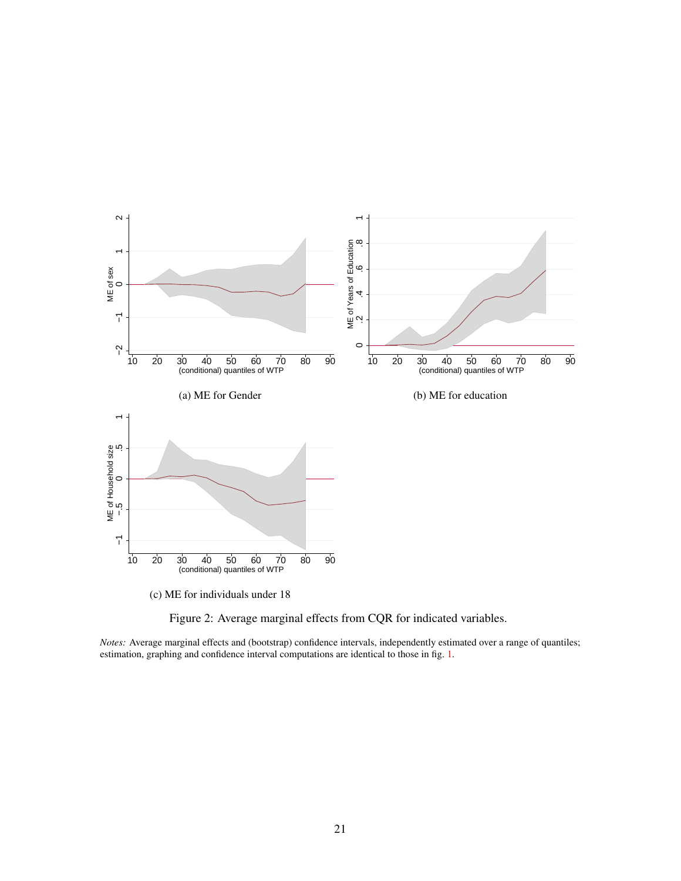(a) ME for Gender

(b) ME for education

(c) ME for individuals under 18

Figure 2: Average marginal effects from CQR for indicated variables.

*Notes:* Average marginal effects and (bootstrap) confidence intervals, independently estimated over a range of quantiles; estimation, graphing and confidence interval computations are identical to those in fig. 1.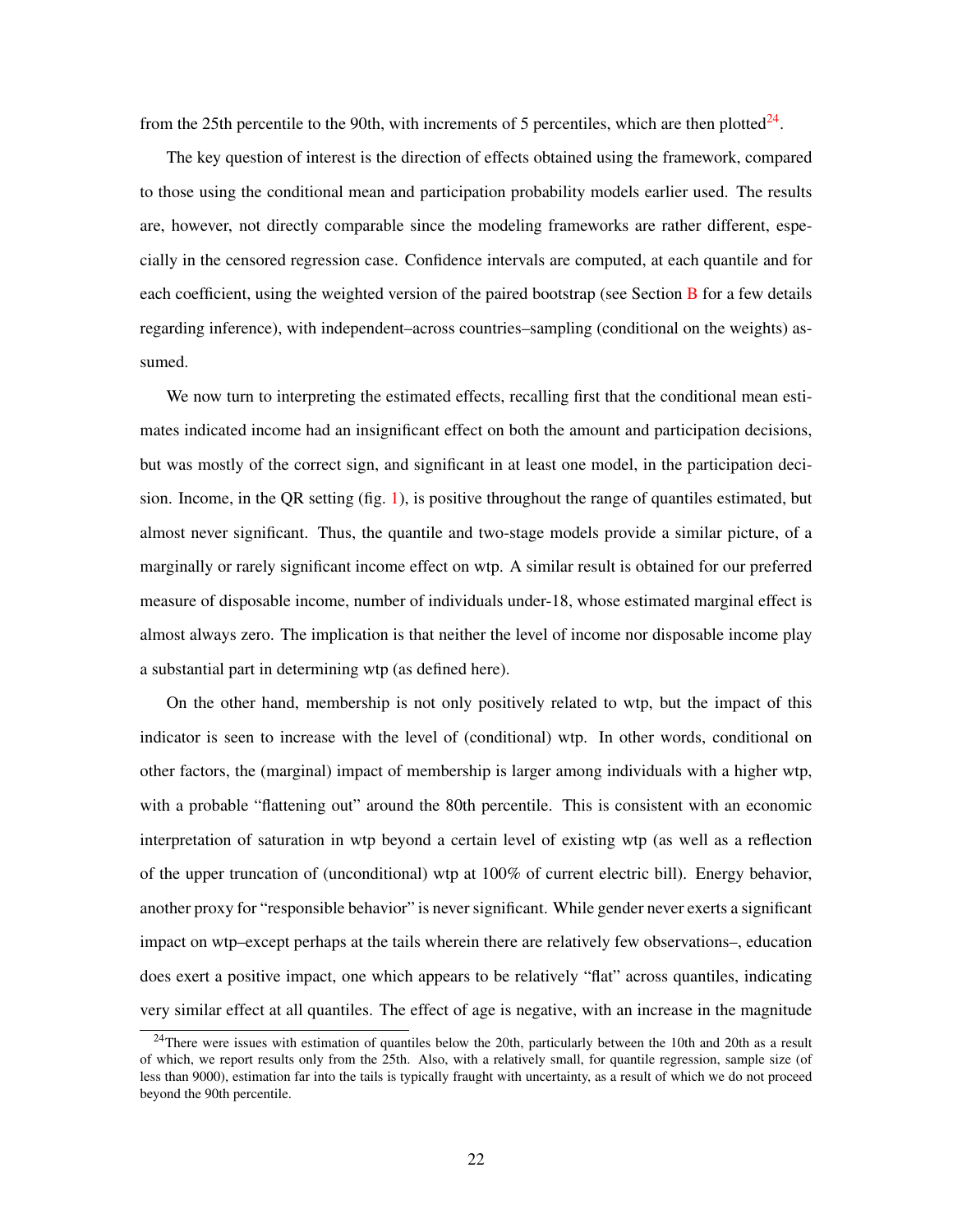from the 25th percentile to the 90th, with increments of 5 percentiles, which are then plotted[24].

The key question of interest is the direction of effects obtained using the framework, compared to those using the conditional mean and participation probability models earlier used. The results are, however, not directly comparable since the modeling frameworks are rather different, especially in the censored regression case. Confidence intervals are computed, at each quantile and for each coefficient, using the weighted version of the paired bootstrap (see Section B for a few details regarding inference), with independent–across countries–sampling (conditional on the weights) assumed.

We now turn to interpreting the estimated effects, recalling first that the conditional mean estimates indicated income had an insignificant effect on both the amount and participation decisions, but was mostly of the correct sign, and significant in at least one model, in the participation decision. Income, in the QR setting (fig. 1), is positive throughout the range of quantiles estimated, but almost never significant. Thus, the quantile and two-stage models provide a similar picture, of a marginally or rarely significant income effect on wtp. A similar result is obtained for our preferred measure of disposable income, number of individuals under-18, whose estimated marginal effect is almost always zero. The implication is that neither the level of income nor disposable income play a substantial part in determining wtp (as defined here).

On the other hand, membership is not only positively related to wtp, but the impact of this indicator is seen to increase with the level of (conditional) wtp. In other words, conditional on other factors, the (marginal) impact of membership is larger among individuals with a higher wtp, with a probable "flattening out" around the 80th percentile. This is consistent with an economic interpretation of saturation in wtp beyond a certain level of existing wtp (as well as a reflection of the upper truncation of (unconditional) wtp at 100% of current electric bill). Energy behavior, another proxy for "responsible behavior" is never significant. While gender never exerts a significant impact on wtp–except perhaps at the tails wherein there are relatively few observations–, education does exert a positive impact, one which appears to be relatively "flat" across quantiles, indicating very similar effect at all quantiles. The effect of age is negative, with an increase in the magnitude

[24] There were issues with estimation of quantiles below the 20th, particularly between the 10th and 20th as a result of which, we report results only from the 25th. Also, with a relatively small, for quantile regression, sample size (of less than 9000), estimation far into the tails is typically fraught with uncertainty, as a result of which we do not proceed beyond the 90th percentile.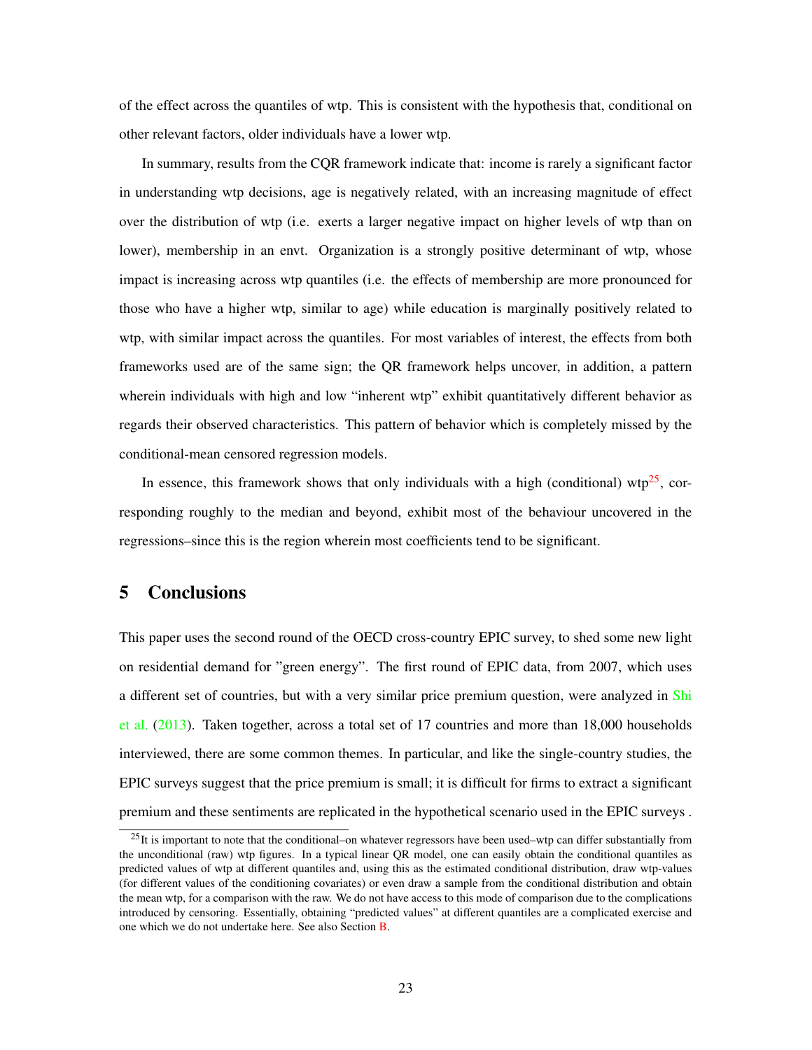of the effect across the quantiles of wtp. This is consistent with the hypothesis that, conditional on other relevant factors, older individuals have a lower wtp.

In summary, results from the CQR framework indicate that: income is rarely a significant factor in understanding wtp decisions, age is negatively related, with an increasing magnitude of effect over the distribution of wtp (i.e. exerts a larger negative impact on higher levels of wtp than on lower), membership in an envt. Organization is a strongly positive determinant of wtp, whose impact is increasing across wtp quantiles (i.e. the effects of membership are more pronounced for those who have a higher wtp, similar to age) while education is marginally positively related to wtp, with similar impact across the quantiles. For most variables of interest, the effects from both frameworks used are of the same sign; the QR framework helps uncover, in addition, a pattern wherein individuals with high and low "inherent wtp" exhibit quantitatively different behavior as regards their observed characteristics. This pattern of behavior which is completely missed by the conditional-mean censored regression models.

In essence, this framework shows that only individuals with a high (conditional) wtp[25], corresponding roughly to the median and beyond, exhibit most of the behaviour uncovered in the regressions–since this is the region wherein most coefficients tend to be significant.

## 5 Conclusions

This paper uses the second round of the OECD cross-country EPIC survey, to shed some new light on residential demand for "green energy". The first round of EPIC data, from 2007, which uses a different set of countries, but with a very similar price premium question, were analyzed in Shi et al. (2013). Taken together, across a total set of 17 countries and more than 18,000 households interviewed, there are some common themes. In particular, and like the single-country studies, the EPIC surveys suggest that the price premium is small; it is difficult for firms to extract a significant premium and these sentiments are replicated in the hypothetical scenario used in the EPIC surveys .

[25] It is important to note that the conditional–on whatever regressors have been used–wtp can differ substantially from the unconditional (raw) wtp figures. In a typical linear QR model, one can easily obtain the conditional quantiles as predicted values of wtp at different quantiles and, using this as the estimated conditional distribution, draw wtp-values (for different values of the conditioning covariates) or even draw a sample from the conditional distribution and obtain the mean wtp, for a comparison with the raw. We do not have access to this mode of comparison due to the complications introduced by censoring. Essentially, obtaining "predicted values" at different quantiles are a complicated exercise and one which we do not undertake here. See also Section B.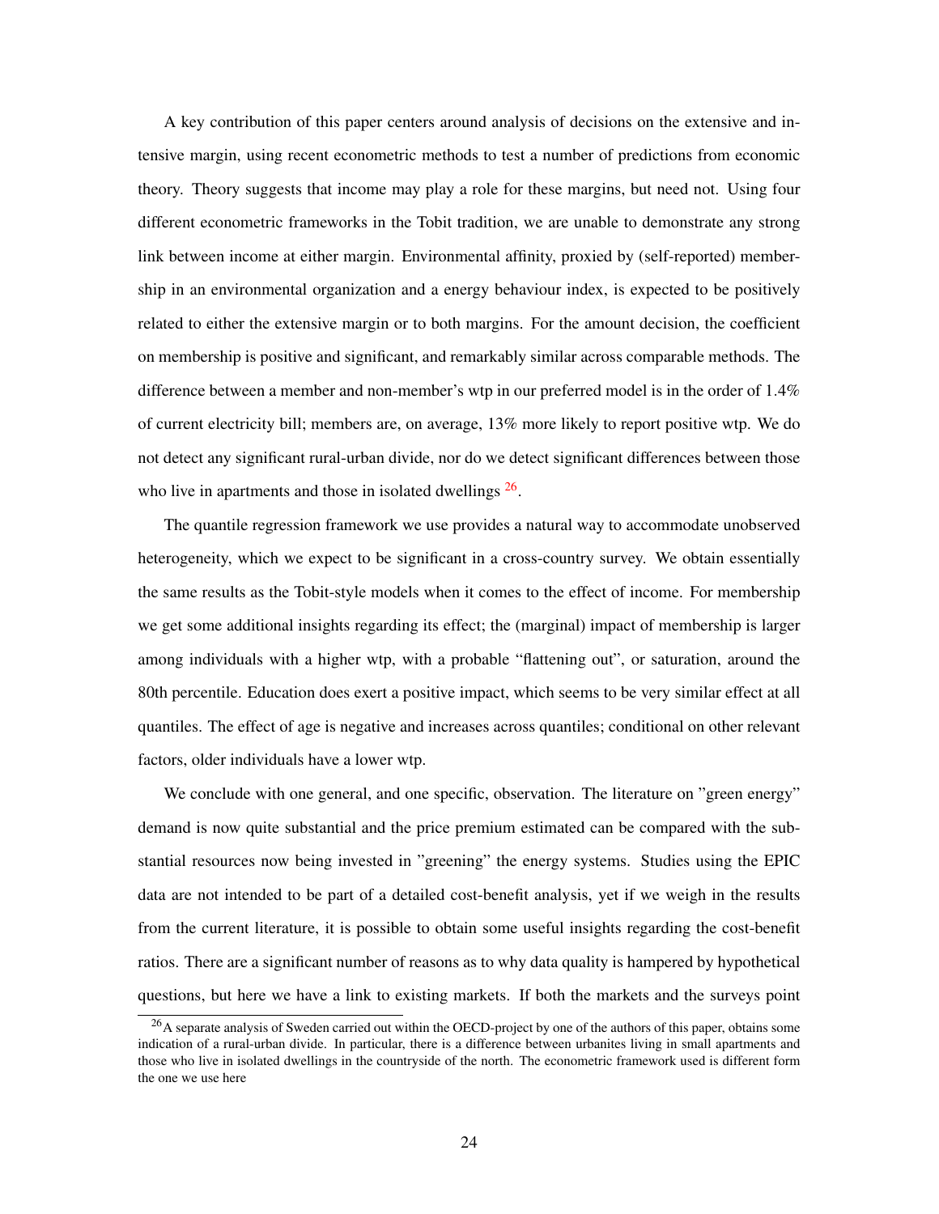A key contribution of this paper centers around analysis of decisions on the extensive and intensive margin, using recent econometric methods to test a number of predictions from economic theory. Theory suggests that income may play a role for these margins, but need not. Using four different econometric frameworks in the Tobit tradition, we are unable to demonstrate any strong link between income at either margin. Environmental affinity, proxied by (self-reported) membership in an environmental organization and a energy behaviour index, is expected to be positively related to either the extensive margin or to both margins. For the amount decision, the coefficient on membership is positive and significant, and remarkably similar across comparable methods. The difference between a member and non-member's wtp in our preferred model is in the order of 1.4% of current electricity bill; members are, on average, 13% more likely to report positive wtp. We do not detect any significant rural-urban divide, nor do we detect significant differences between those who live in apartments and those in isolated dwellings [26].

The quantile regression framework we use provides a natural way to accommodate unobserved heterogeneity, which we expect to be significant in a cross-country survey. We obtain essentially the same results as the Tobit-style models when it comes to the effect of income. For membership we get some additional insights regarding its effect; the (marginal) impact of membership is larger among individuals with a higher wtp, with a probable "flattening out", or saturation, around the 80th percentile. Education does exert a positive impact, which seems to be very similar effect at all quantiles. The effect of age is negative and increases across quantiles; conditional on other relevant factors, older individuals have a lower wtp.

We conclude with one general, and one specific, observation. The literature on "green energy" demand is now quite substantial and the price premium estimated can be compared with the substantial resources now being invested in "greening" the energy systems. Studies using the EPIC data are not intended to be part of a detailed cost-benefit analysis, yet if we weigh in the results from the current literature, it is possible to obtain some useful insights regarding the cost-benefit ratios. There are a significant number of reasons as to why data quality is hampered by hypothetical questions, but here we have a link to existing markets. If both the markets and the surveys point

[26] A separate analysis of Sweden carried out within the OECD-project by one of the authors of this paper, obtains some indication of a rural-urban divide. In particular, there is a difference between urbanites living in small apartments and those who live in isolated dwellings in the countryside of the north. The econometric framework used is different form the one we use here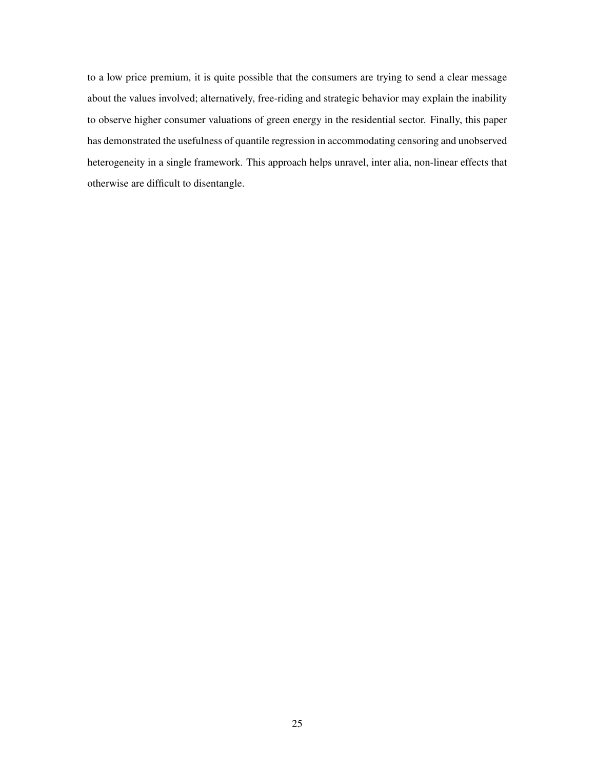to a low price premium, it is quite possible that the consumers are trying to send a clear message about the values involved; alternatively, free-riding and strategic behavior may explain the inability to observe higher consumer valuations of green energy in the residential sector. Finally, this paper has demonstrated the usefulness of quantile regression in accommodating censoring and unobserved heterogeneity in a single framework. This approach helps unravel, inter alia, non-linear effects that otherwise are difficult to disentangle.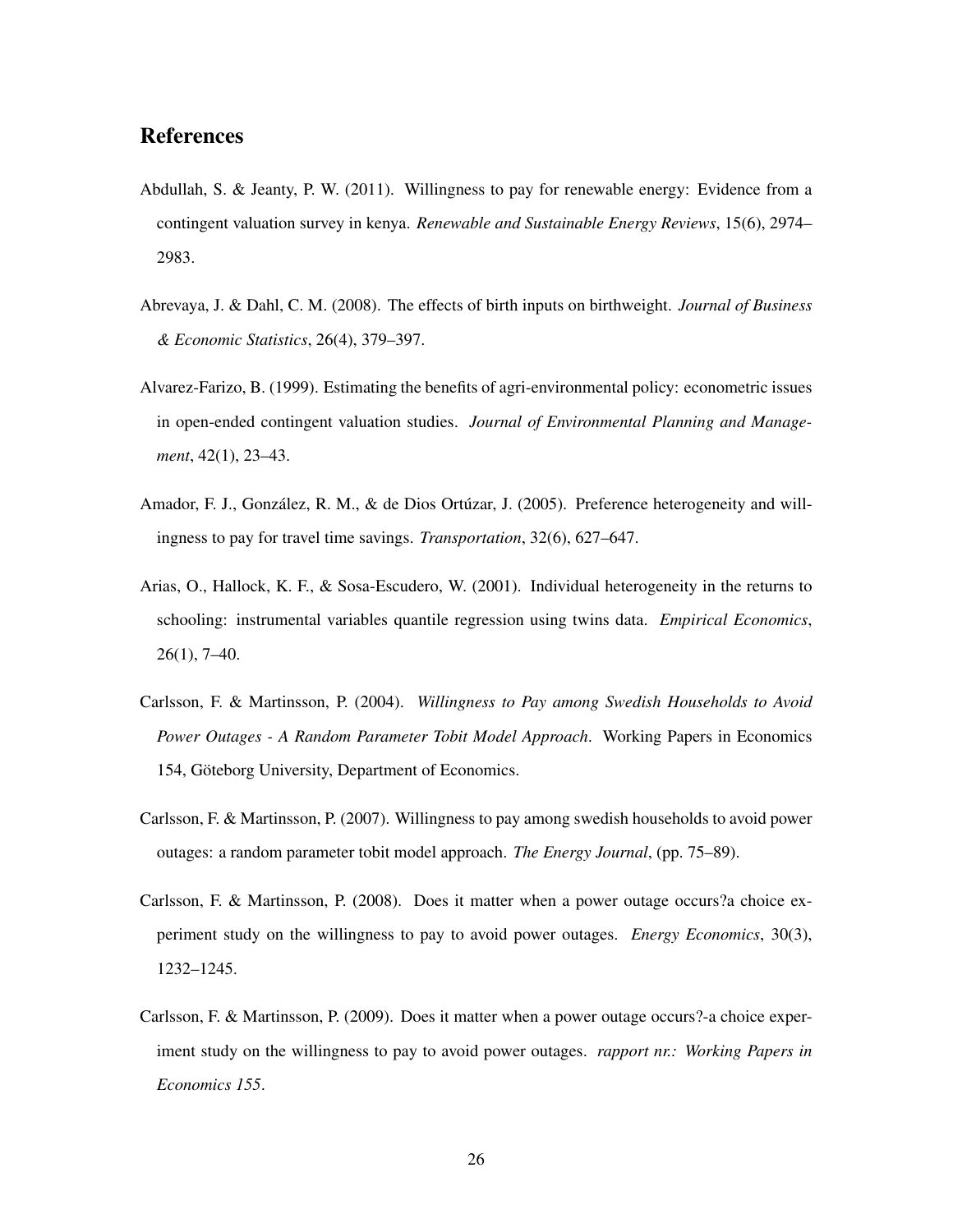## References

Abdullah, S. & Jeanty, P. W. (2011). Willingness to pay for renewable energy: Evidence from a contingent valuation survey in kenya. *Renewable and Sustainable Energy Reviews*, 15(6), 2974–2983.

Abrevaya, J. & Dahl, C. M. (2008). The effects of birth inputs on birthweight. *Journal of Business & Economic Statistics*, 26(4), 379–397.

Alvarez-Farizo, B. (1999). Estimating the benefits of agri-environmental policy: econometric issues in open-ended contingent valuation studies. *Journal of Environmental Planning and Management*, 42(1), 23–43.

Amador, F. J., González, R. M., & de Dios Ortúzar, J. (2005). Preference heterogeneity and willingness to pay for travel time savings. *Transportation*, 32(6), 627–647.

Arias, O., Hallock, K. F., & Sosa-Escudero, W. (2001). Individual heterogeneity in the returns to schooling: instrumental variables quantile regression using twins data. *Empirical Economics*, 26(1), 7–40.

Carlsson, F. & Martinsson, P. (2004). *Willingness to Pay among Swedish Households to Avoid Power Outages - A Random Parameter Tobit Model Approach*. Working Papers in Economics 154, Göteborg University, Department of Economics.

Carlsson, F. & Martinsson, P. (2007). Willingness to pay among swedish households to avoid power outages: a random parameter tobit model approach. *The Energy Journal*, (pp. 75–89).

Carlsson, F. & Martinsson, P. (2008). Does it matter when a power outage occurs?a choice experiment study on the willingness to pay to avoid power outages. *Energy Economics*, 30(3), 1232–1245.

Carlsson, F. & Martinsson, P. (2009). Does it matter when a power outage occurs?-a choice experiment study on the willingness to pay to avoid power outages. *rapport nr.: Working Papers in Economics 155*.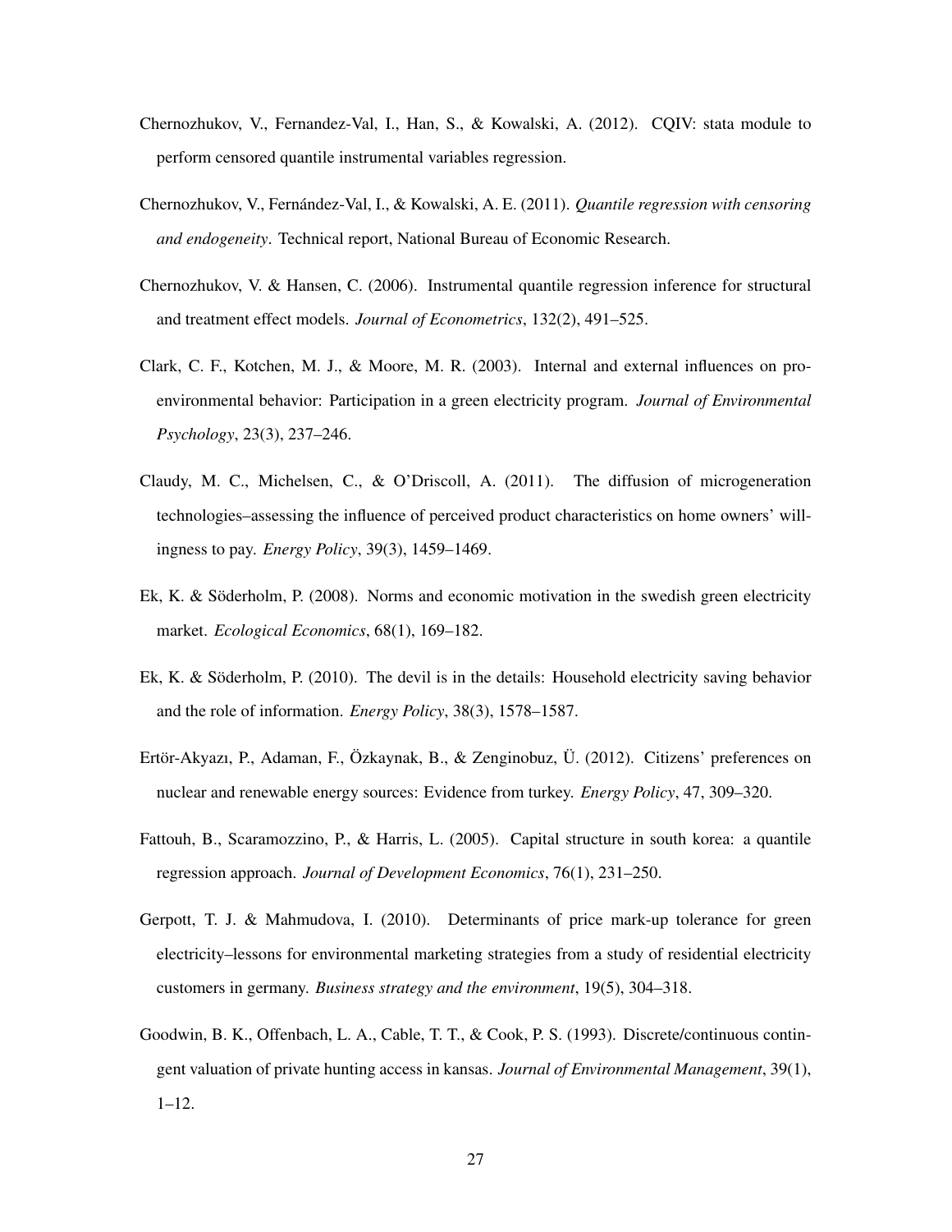Chernozhukov, V., Fernandez-Val, I., Han, S., & Kowalski, A. (2012). CQIV: stata module to perform censored quantile instrumental variables regression.

Chernozhukov, V., Fernández-Val, I., & Kowalski, A. E. (2011). *Quantile regression with censoring and endogeneity*. Technical report, National Bureau of Economic Research.

Chernozhukov, V. & Hansen, C. (2006). Instrumental quantile regression inference for structural and treatment effect models. *Journal of Econometrics*, 132(2), 491–525.

Clark, C. F., Kotchen, M. J., & Moore, M. R. (2003). Internal and external influences on pro-environmental behavior: Participation in a green electricity program. *Journal of Environmental Psychology*, 23(3), 237–246.

Claudy, M. C., Michelsen, C., & O'Driscoll, A. (2011). The diffusion of microgeneration technologies–assessing the influence of perceived product characteristics on home owners' willingness to pay. *Energy Policy*, 39(3), 1459–1469.

Ek, K. & Söderholm, P. (2008). Norms and economic motivation in the swedish green electricity market. *Ecological Economics*, 68(1), 169–182.

Ek, K. & Söderholm, P. (2010). The devil is in the details: Household electricity saving behavior and the role of information. *Energy Policy*, 38(3), 1578–1587.

Ertör-Akyazı, P., Adaman, F., Özkaynak, B., & Zenginobuz, Ü. (2012). Citizens' preferences on nuclear and renewable energy sources: Evidence from turkey. *Energy Policy*, 47, 309–320.

Fattouh, B., Scaramozzino, P., & Harris, L. (2005). Capital structure in south korea: a quantile regression approach. *Journal of Development Economics*, 76(1), 231–250.

Gerpott, T. J. & Mahmudova, I. (2010). Determinants of price mark-up tolerance for green electricity–lessons for environmental marketing strategies from a study of residential electricity customers in germany. *Business strategy and the environment*, 19(5), 304–318.

Goodwin, B. K., Offenbach, L. A., Cable, T. T., & Cook, P. S. (1993). Discrete/continuous contingent valuation of private hunting access in kansas. *Journal of Environmental Management*, 39(1), 1–12.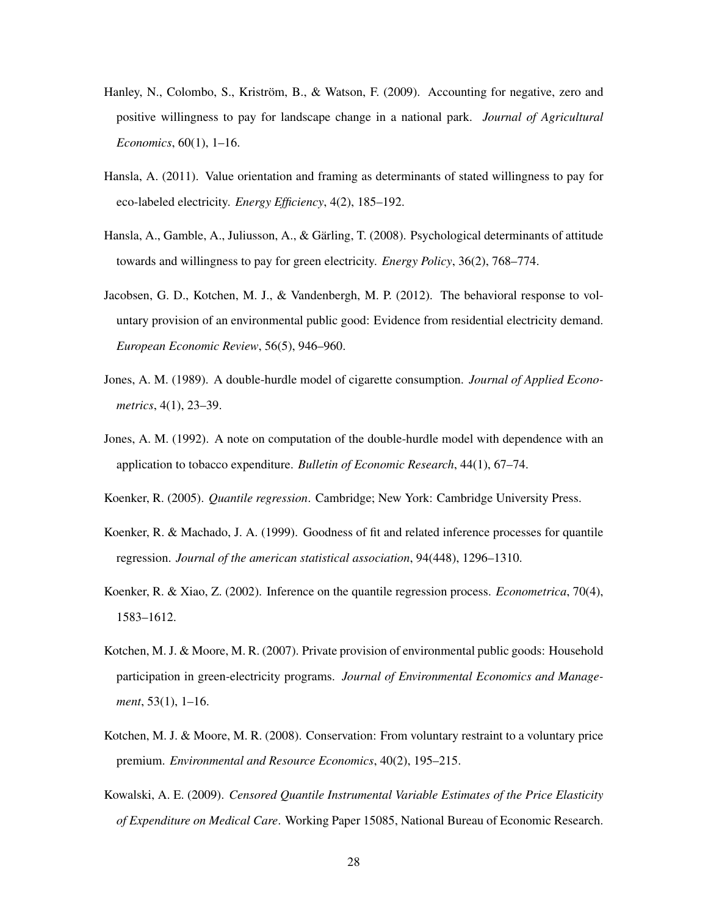Hanley, N., Colombo, S., Kriström, B., & Watson, F. (2009). Accounting for negative, zero and positive willingness to pay for landscape change in a national park. *Journal of Agricultural Economics*, 60(1), 1–16.

Hansla, A. (2011). Value orientation and framing as determinants of stated willingness to pay for eco-labeled electricity. *Energy Efficiency*, 4(2), 185–192.

Hansla, A., Gamble, A., Juliusson, A., & Gärling, T. (2008). Psychological determinants of attitude towards and willingness to pay for green electricity. *Energy Policy*, 36(2), 768–774.

Jacobsen, G. D., Kotchen, M. J., & Vandenbergh, M. P. (2012). The behavioral response to voluntary provision of an environmental public good: Evidence from residential electricity demand. *European Economic Review*, 56(5), 946–960.

Jones, A. M. (1989). A double-hurdle model of cigarette consumption. *Journal of Applied Econometrics*, 4(1), 23–39.

Jones, A. M. (1992). A note on computation of the double-hurdle model with dependence with an application to tobacco expenditure. *Bulletin of Economic Research*, 44(1), 67–74.

Koenker, R. (2005). *Quantile regression*. Cambridge; New York: Cambridge University Press.

Koenker, R. & Machado, J. A. (1999). Goodness of fit and related inference processes for quantile regression. *Journal of the american statistical association*, 94(448), 1296–1310.

Koenker, R. & Xiao, Z. (2002). Inference on the quantile regression process. *Econometrica*, 70(4), 1583–1612.

Kotchen, M. J. & Moore, M. R. (2007). Private provision of environmental public goods: Household participation in green-electricity programs. *Journal of Environmental Economics and Management*, 53(1), 1–16.

Kotchen, M. J. & Moore, M. R. (2008). Conservation: From voluntary restraint to a voluntary price premium. *Environmental and Resource Economics*, 40(2), 195–215.

Kowalski, A. E. (2009). *Censored Quantile Instrumental Variable Estimates of the Price Elasticity of Expenditure on Medical Care*. Working Paper 15085, National Bureau of Economic Research.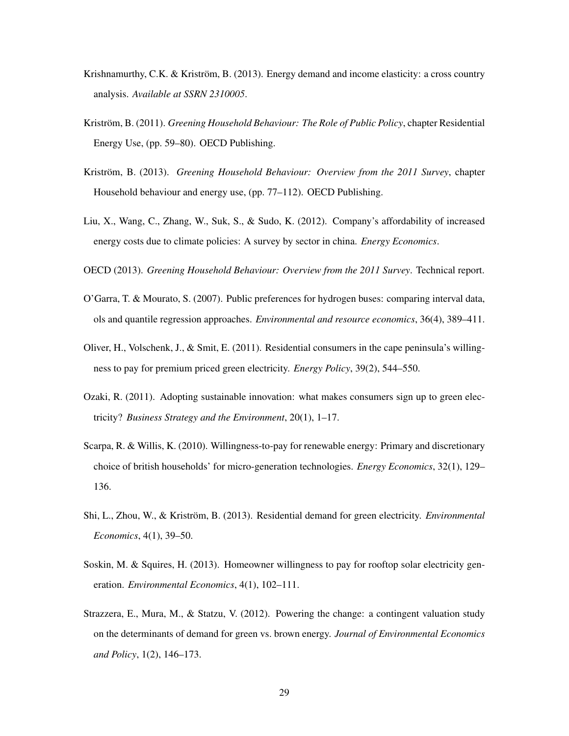Krishnamurthy, C.K. & Kriström, B. (2013). Energy demand and income elasticity: a cross country analysis. *Available at SSRN 2310005*.

Kriström, B. (2011). *Greening Household Behaviour: The Role of Public Policy*, chapter Residential Energy Use, (pp. 59–80). OECD Publishing.

Kriström, B. (2013). *Greening Household Behaviour: Overview from the 2011 Survey*, chapter Household behaviour and energy use, (pp. 77–112). OECD Publishing.

Liu, X., Wang, C., Zhang, W., Suk, S., & Sudo, K. (2012). Company's affordability of increased energy costs due to climate policies: A survey by sector in china. *Energy Economics*.

OECD (2013). *Greening Household Behaviour: Overview from the 2011 Survey*. Technical report.

O'Garra, T. & Mourato, S. (2007). Public preferences for hydrogen buses: comparing interval data, ols and quantile regression approaches. *Environmental and resource economics*, 36(4), 389–411.

Oliver, H., Volschenk, J., & Smit, E. (2011). Residential consumers in the cape peninsula's willingness to pay for premium priced green electricity. *Energy Policy*, 39(2), 544–550.

Ozaki, R. (2011). Adopting sustainable innovation: what makes consumers sign up to green electricity? *Business Strategy and the Environment*, 20(1), 1–17.

Scarpa, R. & Willis, K. (2010). Willingness-to-pay for renewable energy: Primary and discretionary choice of british households' for micro-generation technologies. *Energy Economics*, 32(1), 129–136.

Shi, L., Zhou, W., & Kriström, B. (2013). Residential demand for green electricity. *Environmental Economics*, 4(1), 39–50.

Soskin, M. & Squires, H. (2013). Homeowner willingness to pay for rooftop solar electricity generation. *Environmental Economics*, 4(1), 102–111.

Strazzera, E., Mura, M., & Statzu, V. (2012). Powering the change: a contingent valuation study on the determinants of demand for green vs. brown energy. *Journal of Environmental Economics and Policy*, 1(2), 146–173.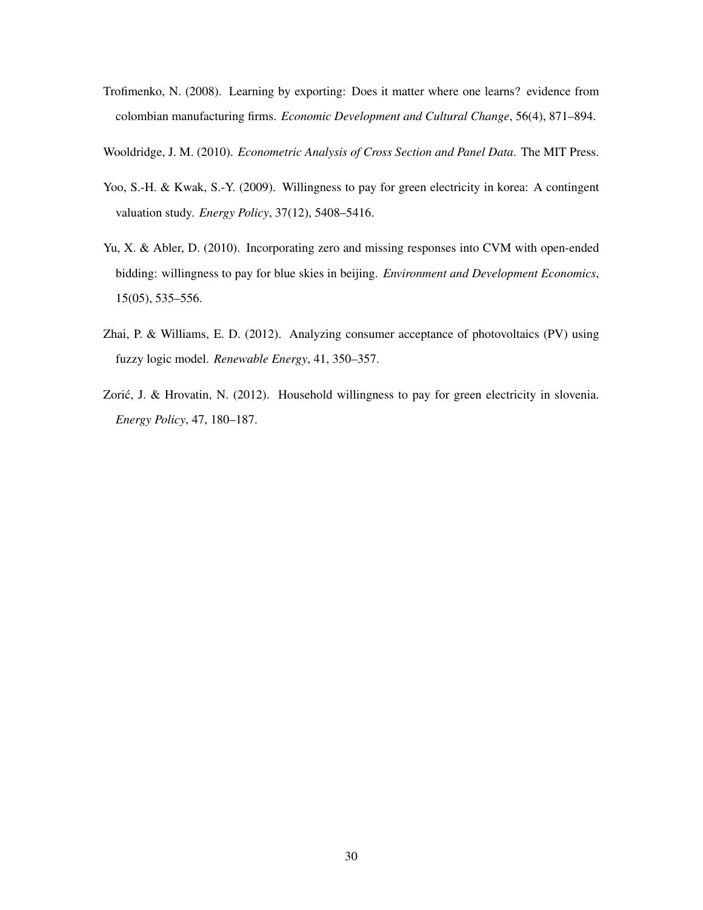Trofimenko, N. (2008). Learning by exporting: Does it matter where one learns? evidence from colombian manufacturing firms. *Economic Development and Cultural Change*, 56(4), 871–894.

Wooldridge, J. M. (2010). *Econometric Analysis of Cross Section and Panel Data*. The MIT Press.

Yoo, S.-H. & Kwak, S.-Y. (2009). Willingness to pay for green electricity in korea: A contingent valuation study. *Energy Policy*, 37(12), 5408–5416.

Yu, X. & Abler, D. (2010). Incorporating zero and missing responses into CVM with open-ended bidding: willingness to pay for blue skies in beijing. *Environment and Development Economics*, 15(05), 535–556.

Zhai, P. & Williams, E. D. (2012). Analyzing consumer acceptance of photovoltaics (PV) using fuzzy logic model. *Renewable Energy*, 41, 350–357.

Zorić, J. & Hrovatin, N. (2012). Household willingness to pay for green electricity in slovenia. *Energy Policy*, 47, 180–187.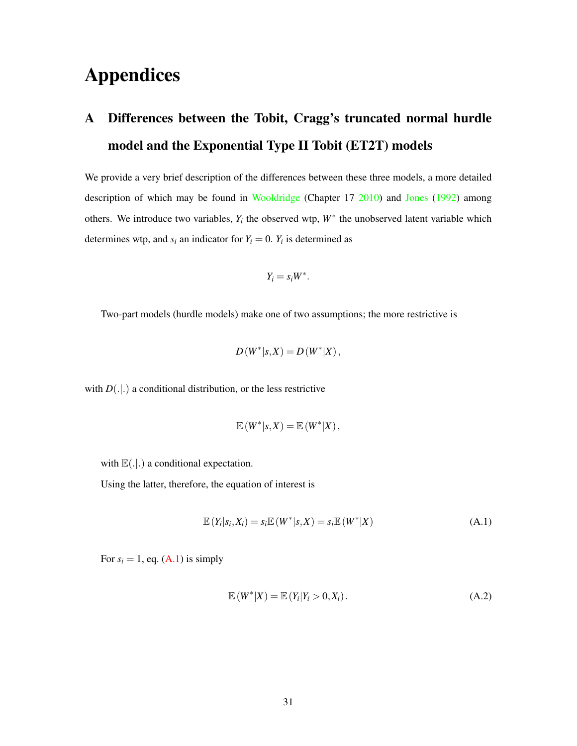# Appendices

## A Differences between the Tobit, Cragg's truncated normal hurdle model and the Exponential Type II Tobit (ET2T) models

We provide a very brief description of the differences between these three models, a more detailed description of which may be found in Wooldridge (Chapter 17 2010) and Jones (1992) among others. We introduce two variables, $Y_i$ the observed wtp, $W^*$ the unobserved latent variable which determines wtp, and $s_i$ an indicator for $Y_i = 0$. $Y_i$ is determined as

$$Y_i = s_i W^*.$$

Two-part models (hurdle models) make one of two assumptions; the more restrictive is

$$D(W^*|s, X) = D(W^*|X),$$

with $D(.|.)$ a conditional distribution, or the less restrictive

$$\mathbb{E}(W^*|s, X) = \mathbb{E}(W^*|X),$$

with $\mathbb{E}(.|.)$ a conditional expectation.

Using the latter, therefore, the equation of interest is

$$\mathbb{E}(Y_i|s_i, X_i) = s_i \mathbb{E}(W^*|s, X) = s_i \mathbb{E}(W^*|X) \tag{A.1}$$

For $s_i = 1$, eq. (A.1) is simply

$$\mathbb{E}(W^*|X) = \mathbb{E}(Y_i|Y_i > 0, X_i). \tag{A.2}$$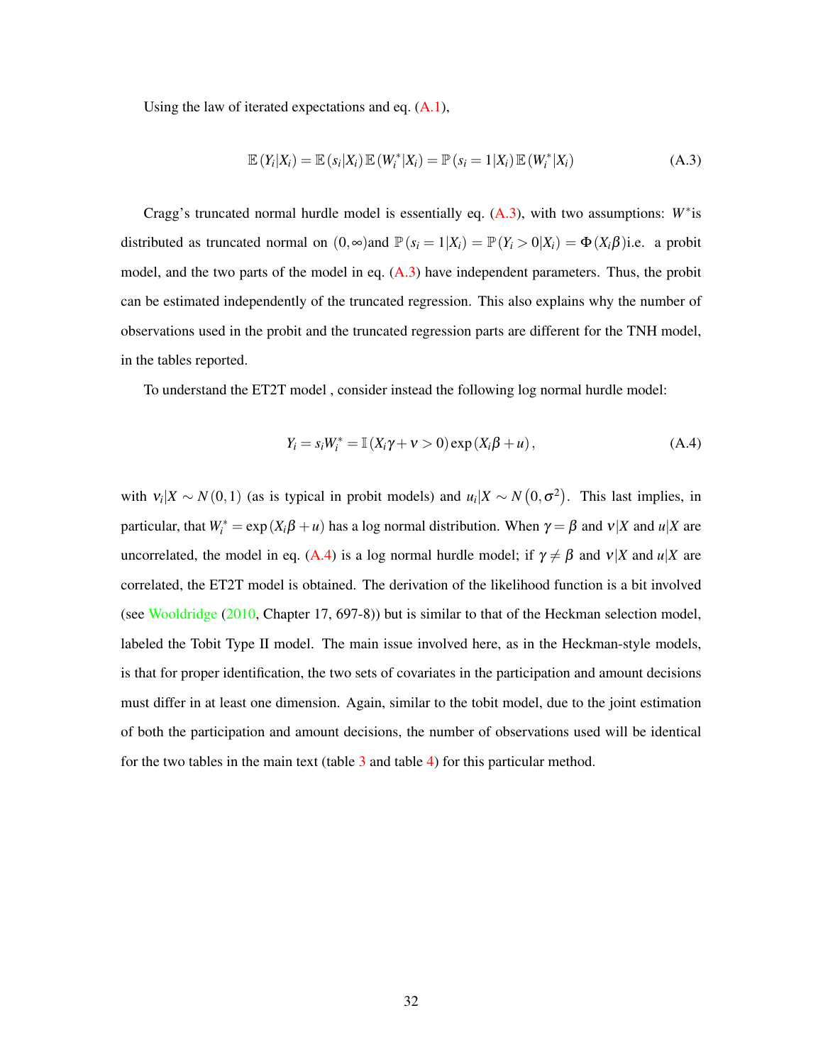Using the law of iterated expectations and eq. (A.1),

$$\mathbb{E}(Y_i|X_i) = \mathbb{E}(s_i|X_i)\,\mathbb{E}(W_i^*|X_i) = \mathbb{P}(s_i = 1|X_i)\,\mathbb{E}(W_i^*|X_i) \tag{A.3}$$

Cragg's truncated normal hurdle model is essentially eq. (A.3), with two assumptions: $W^*$is distributed as truncated normal on $(0,\infty)$and $\mathbb{P}(s_i = 1|X_i) = \mathbb{P}(Y_i > 0|X_i) = \Phi(X_i\beta)$i.e. a probit model, and the two parts of the model in eq. (A.3) have independent parameters. Thus, the probit can be estimated independently of the truncated regression. This also explains why the number of observations used in the probit and the truncated regression parts are different for the TNH model, in the tables reported.

To understand the ET2T model , consider instead the following log normal hurdle model:

$$Y_i = s_i W_i^* = \mathbb{I}(X_i\gamma + \nu > 0)\exp(X_i\beta + u), \tag{A.4}$$

with $\nu_i|X \sim N(0,1)$ (as is typical in probit models) and $u_i|X \sim N(0,\sigma^2)$. This last implies, in particular, that $W_i^* = \exp(X_i\beta + u)$ has a log normal distribution. When $\gamma = \beta$ and $\nu|X$ and $u|X$ are uncorrelated, the model in eq. (A.4) is a log normal hurdle model; if $\gamma \neq \beta$ and $\nu|X$ and $u|X$ are correlated, the ET2T model is obtained. The derivation of the likelihood function is a bit involved (see Wooldridge (2010, Chapter 17, 697-8)) but is similar to that of the Heckman selection model, labeled the Tobit Type II model. The main issue involved here, as in the Heckman-style models, is that for proper identification, the two sets of covariates in the participation and amount decisions must differ in at least one dimension. Again, similar to the tobit model, due to the joint estimation of both the participation and amount decisions, the number of observations used will be identical for the two tables in the main text (table 3 and table 4) for this particular method.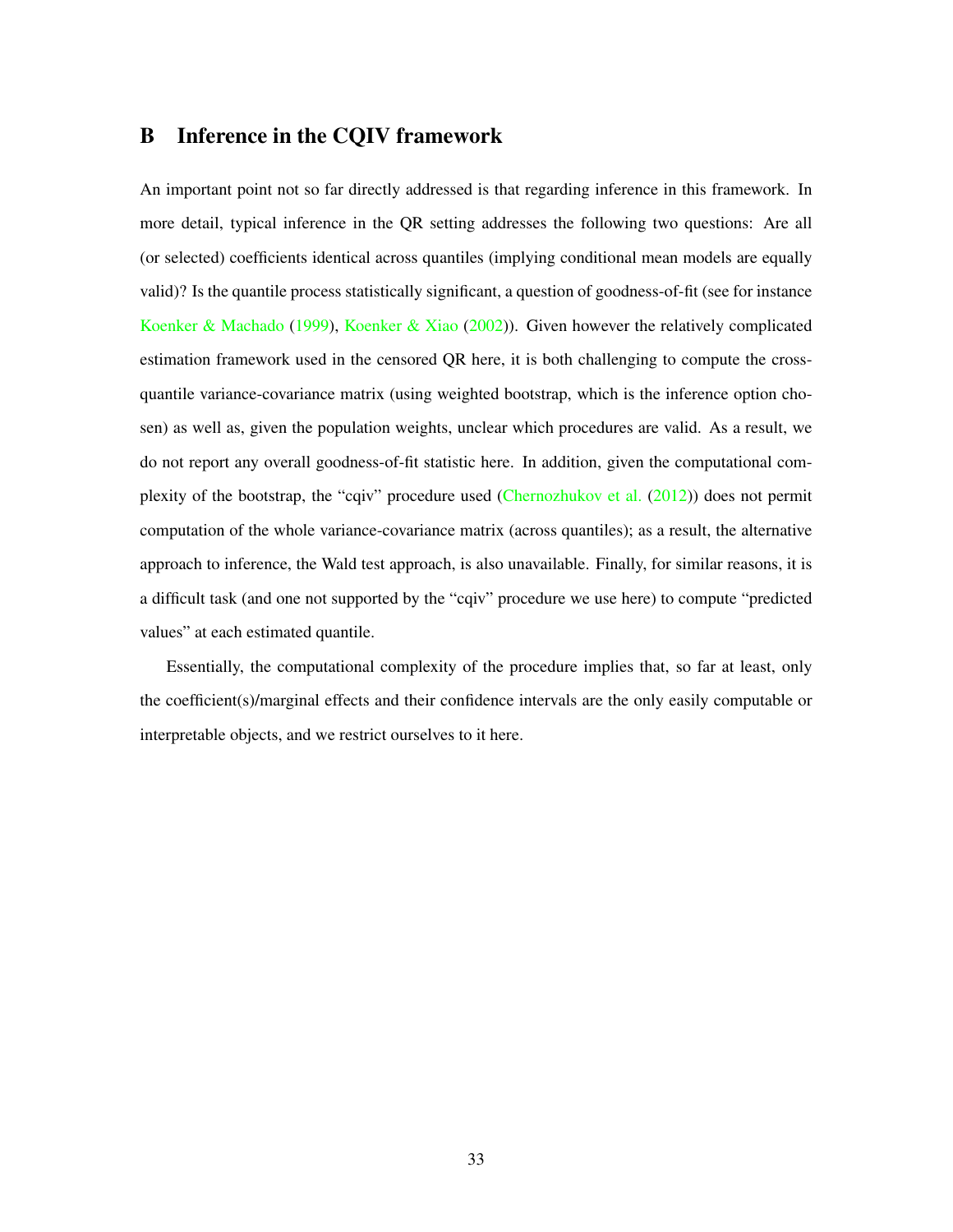## B Inference in the CQIV framework

An important point not so far directly addressed is that regarding inference in this framework. In more detail, typical inference in the QR setting addresses the following two questions: Are all (or selected) coefficients identical across quantiles (implying conditional mean models are equally valid)? Is the quantile process statistically significant, a question of goodness-of-fit (see for instance Koenker & Machado (1999), Koenker & Xiao (2002)). Given however the relatively complicated estimation framework used in the censored QR here, it is both challenging to compute the cross-quantile variance-covariance matrix (using weighted bootstrap, which is the inference option chosen) as well as, given the population weights, unclear which procedures are valid. As a result, we do not report any overall goodness-of-fit statistic here. In addition, given the computational complexity of the bootstrap, the "cqiv" procedure used (Chernozhukov et al. (2012)) does not permit computation of the whole variance-covariance matrix (across quantiles); as a result, the alternative approach to inference, the Wald test approach, is also unavailable. Finally, for similar reasons, it is a difficult task (and one not supported by the "cqiv" procedure we use here) to compute "predicted values" at each estimated quantile.

Essentially, the computational complexity of the procedure implies that, so far at least, only the coefficient(s)/marginal effects and their confidence intervals are the only easily computable or interpretable objects, and we restrict ourselves to it here.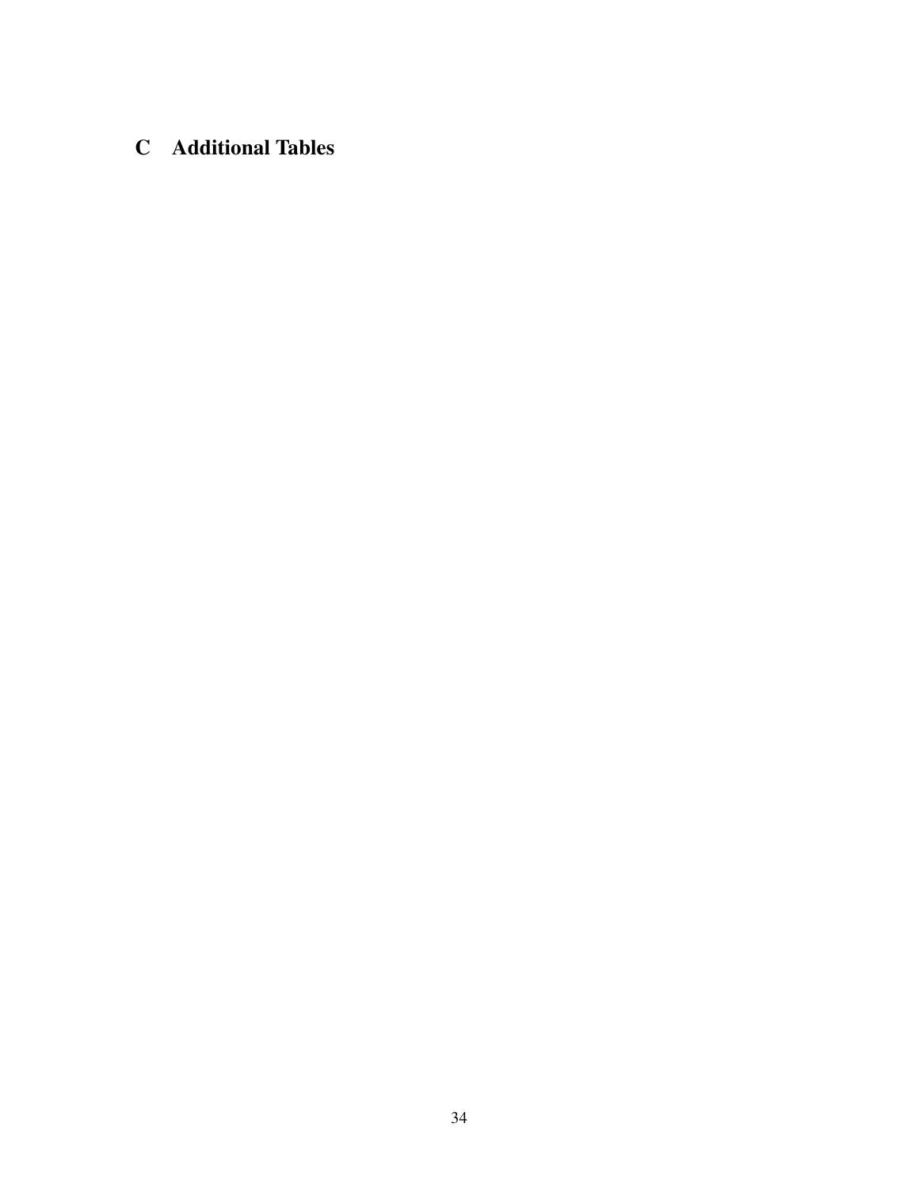# C Additional Tables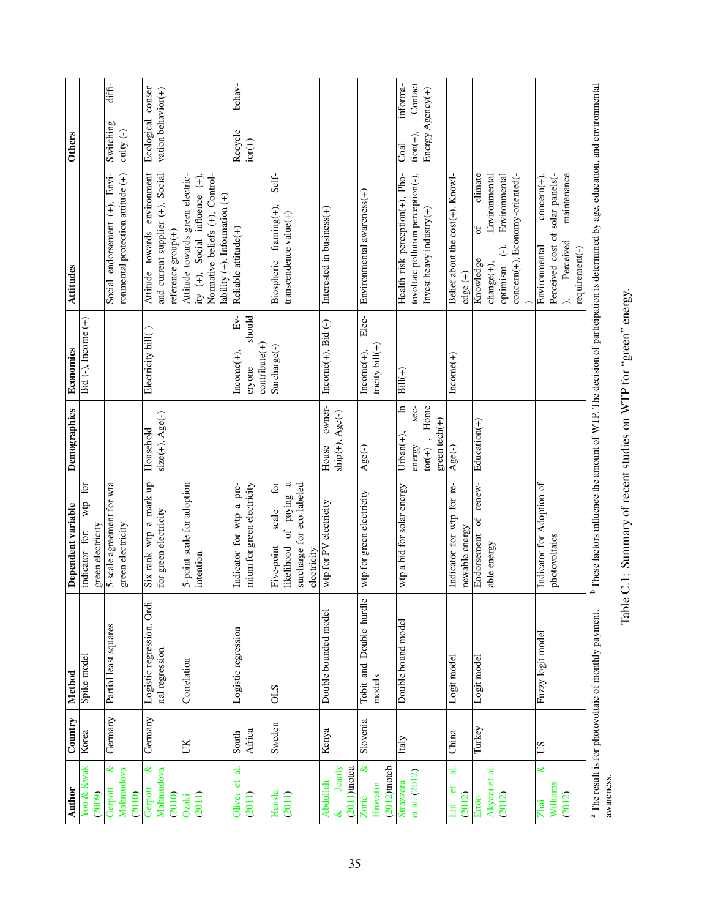| Author | Country | Method | Dependent variable | Demographics | Economics | Attitudes | Others |
|---|---|---|---|---|---|---|---|
| Yoo & Kwak (2009) | Korea | Spike model | indicator for: wtp for green electricity | | Bid (-), Income (+) | | |
| Gerpott & Mahmudova (2010) | Germany | Partial least squares | 5-scale agreement for wta green electricity | | | Social endorsement (+), Environmental protection attitude (+) | Switching difficulty (-) |
| Gerpott & Mahmudova (2010) | Germany | Logistic regression, Ordinal regression | Six-rank wtp a mark-up for green electricity | Household size(+), Age(-) | Electricity bill(-) | Attitude towards environment and current supplier (+), Social reference group(+) | Ecological conservation behavior(+) |
| Ozaki (2011) | UK | Correlation | 5-point scale for adoption intention | | | Attitude towards green electricity (+), Social influence (+), Normative beliefs (+), Controllability (+), Information (+) | |
| Oliver et al. (2011) | South Africa | Logistic regression | Indicator for wtp a premium for green electricity | | Income(+), Everyone should contribute(+) | Reliable attitude(+) | Recycle behavior(+) |
| Hansla (2011) | Sweden | OLS | Five-point scale for likelihood of paying a surcharge for eco-labeled electricity | | Surcharge(-) | Biospheric framing(+), Self-transcendence value(+) | |
| Abdullah & Jeanty (2011)ᵃ | Kenya | Double bounded model | wtp for PV electricity | House ownership(+), Age(-) | Income(+), Bid (-) | Interested in business(+) | |
| Zorić & Hrovatin (2012)ᵇ | Slovenia | Tobit and Double hurdle models | wtp for green electricity | Age(-) | Income(+), Electricity bill(+) | Environmental awareness(+) | |
| Strazzera et al. (2012) | Italy | Double bound model | wtp a bid for solar energy | Urban(+), In energy sector(+) , Home green tech(+) | Bill(+) | Health risk perception(+), Photovoltaic pollution perception(-), Invest heavy industry(+) | Coal information(+), Contact Energy Agency(+) |
| Liu et al. (2012) | China | Logit model | Indicator for wtp for renewable energy | Age(-) | Income(+) | Belief about the cost(+), Knowledge (+) | |
| Ertör-Akyazı et al. (2012) | Turkey | Logit model | Endorsement of renewable energy | Education(+) | | Knowledge of climate change(+), Environmental optimism (-), Environmental concern(+), Economy-oriented(-) | |
| Zhai & Williams (2012) | US | Fuzzy logit model | Indicator for Adoption of photovoltaics | | | Environmental concern(+), Perceived cost of solar panels(-), Perceived maintenance requirement(-) | |

[a] The result is for photovoltaic of monthly payment. [b] These factors influence the amount of WTP. The decision of participation is determined by age, education, and environmental awareness.

Table C.1: Summary of recent studies on WTP for "green" energy.